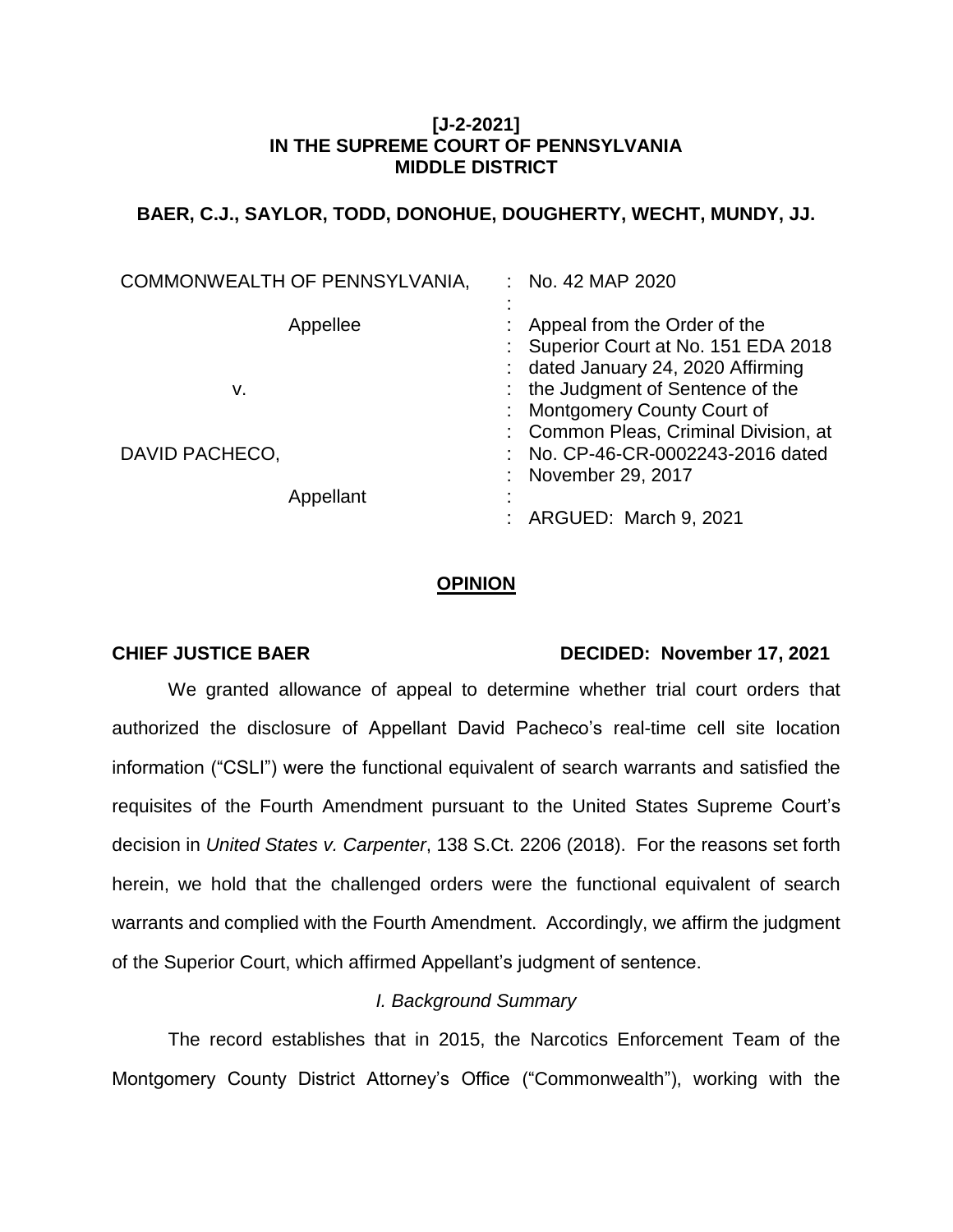**[J-2-2021]**
**IN THE SUPREME COURT OF PENNSYLVANIA**
**MIDDLE DISTRICT**

**BAER, C.J., SAYLOR, TODD, DONOHUE, DOUGHERTY, WECHT, MUNDY, JJ.**

| | | |
|---|---|---|
| COMMONWEALTH OF PENNSYLVANIA, | : | No. 42 MAP 2020 |
| | : | |
| Appellee | : | Appeal from the Order of the Superior Court at No. 151 EDA 2018 dated January 24, 2020 Affirming the Judgment of Sentence of the Montgomery County Court of Common Pleas, Criminal Division, at No. CP-46-CR-0002243-2016 dated November 29, 2017 |
| v. | : | |
| DAVID PACHECO, | : | |
| | : | |
| Appellant | : | ARGUED: March 9, 2021 |

## OPINION

**CHIEF JUSTICE BAER** **DECIDED: November 17, 2021**

We granted allowance of appeal to determine whether trial court orders that authorized the disclosure of Appellant David Pacheco's real-time cell site location information ("CSLI") were the functional equivalent of search warrants and satisfied the requisites of the Fourth Amendment pursuant to the United States Supreme Court's decision in *United States v. Carpenter*, 138 S.Ct. 2206 (2018). For the reasons set forth herein, we hold that the challenged orders were the functional equivalent of search warrants and complied with the Fourth Amendment. Accordingly, we affirm the judgment of the Superior Court, which affirmed Appellant's judgment of sentence.

*I. Background Summary*

The record establishes that in 2015, the Narcotics Enforcement Team of the Montgomery County District Attorney's Office ("Commonwealth"), working with the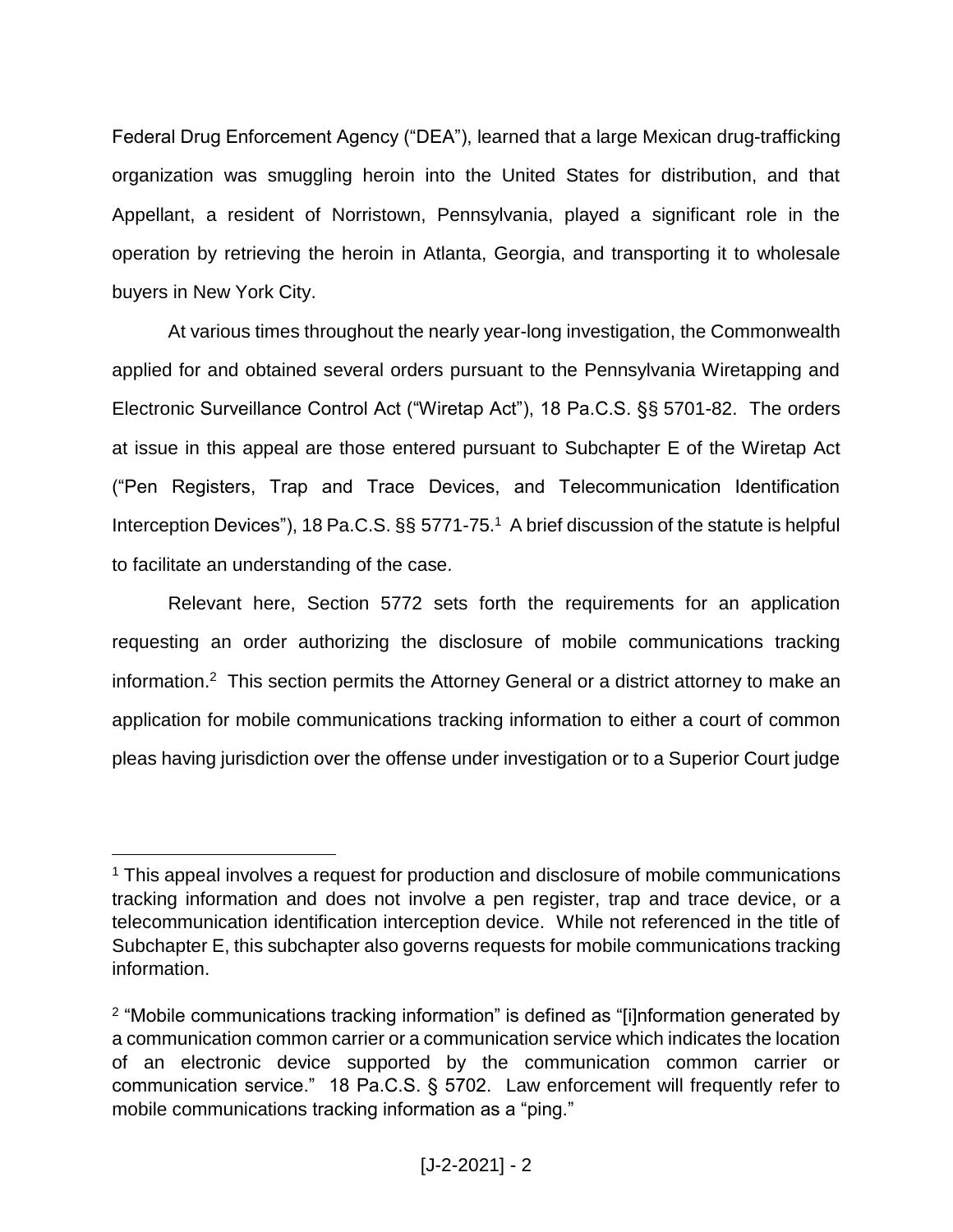Federal Drug Enforcement Agency ("DEA"), learned that a large Mexican drug-trafficking organization was smuggling heroin into the United States for distribution, and that Appellant, a resident of Norristown, Pennsylvania, played a significant role in the operation by retrieving the heroin in Atlanta, Georgia, and transporting it to wholesale buyers in New York City.

At various times throughout the nearly year-long investigation, the Commonwealth applied for and obtained several orders pursuant to the Pennsylvania Wiretapping and Electronic Surveillance Control Act ("Wiretap Act"), 18 Pa.C.S. §§ 5701-82. The orders at issue in this appeal are those entered pursuant to Subchapter E of the Wiretap Act ("Pen Registers, Trap and Trace Devices, and Telecommunication Identification Interception Devices"), 18 Pa.C.S. §§ 5771-75.[1] A brief discussion of the statute is helpful to facilitate an understanding of the case.

Relevant here, Section 5772 sets forth the requirements for an application requesting an order authorizing the disclosure of mobile communications tracking information.[2] This section permits the Attorney General or a district attorney to make an application for mobile communications tracking information to either a court of common pleas having jurisdiction over the offense under investigation or to a Superior Court judge

---

[1] This appeal involves a request for production and disclosure of mobile communications tracking information and does not involve a pen register, trap and trace device, or a telecommunication identification interception device. While not referenced in the title of Subchapter E, this subchapter also governs requests for mobile communications tracking information.

[2] "Mobile communications tracking information" is defined as "[i]nformation generated by a communication common carrier or a communication service which indicates the location of an electronic device supported by the communication common carrier or communication service." 18 Pa.C.S. § 5702. Law enforcement will frequently refer to mobile communications tracking information as a "ping."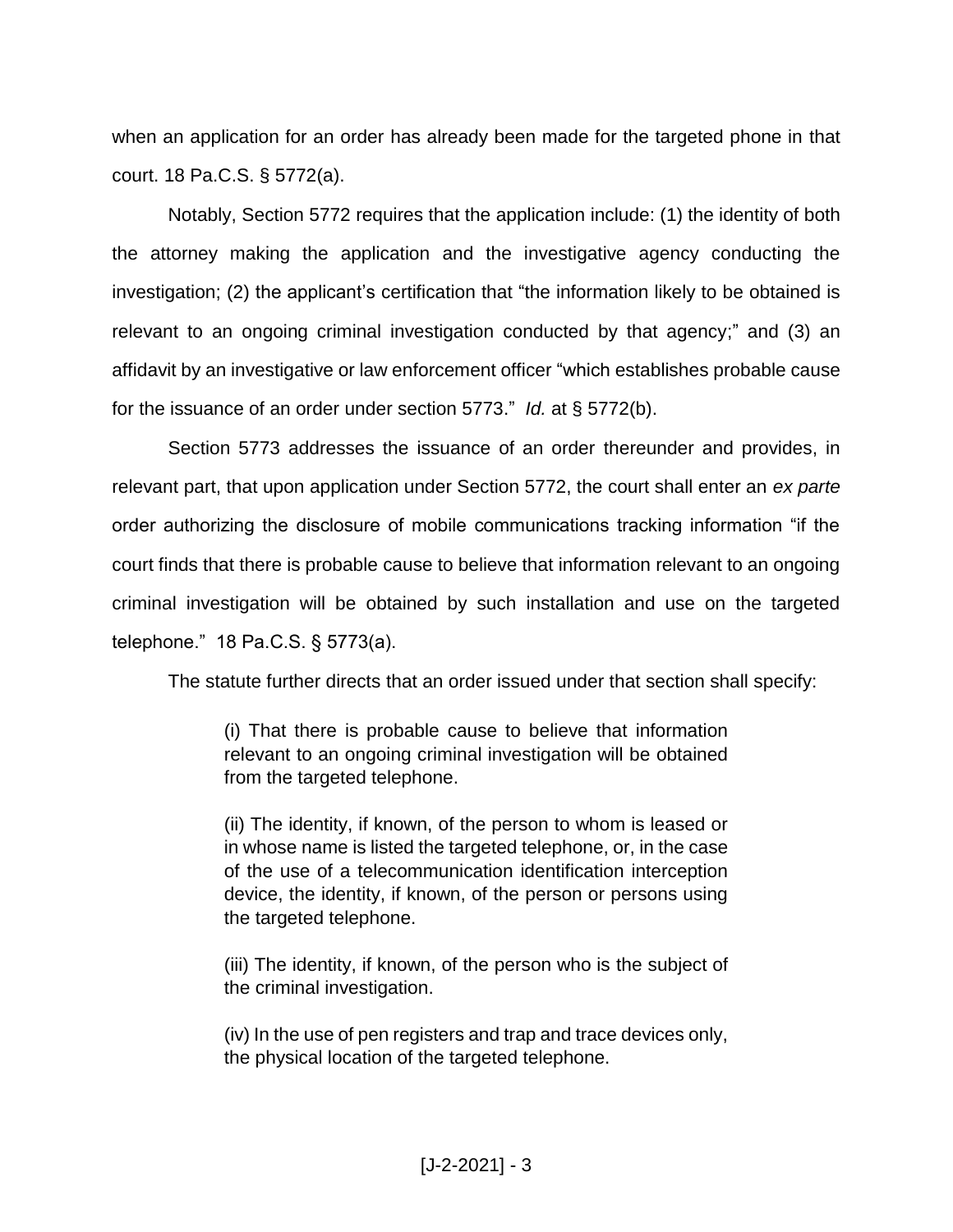when an application for an order has already been made for the targeted phone in that court. 18 Pa.C.S. § 5772(a).

Notably, Section 5772 requires that the application include: (1) the identity of both the attorney making the application and the investigative agency conducting the investigation; (2) the applicant's certification that "the information likely to be obtained is relevant to an ongoing criminal investigation conducted by that agency;" and (3) an affidavit by an investigative or law enforcement officer "which establishes probable cause for the issuance of an order under section 5773." *Id.* at § 5772(b).

Section 5773 addresses the issuance of an order thereunder and provides, in relevant part, that upon application under Section 5772, the court shall enter an *ex parte* order authorizing the disclosure of mobile communications tracking information "if the court finds that there is probable cause to believe that information relevant to an ongoing criminal investigation will be obtained by such installation and use on the targeted telephone." 18 Pa.C.S. § 5773(a).

The statute further directs that an order issued under that section shall specify:

> (i) That there is probable cause to believe that information relevant to an ongoing criminal investigation will be obtained from the targeted telephone.
>
> (ii) The identity, if known, of the person to whom is leased or in whose name is listed the targeted telephone, or, in the case of the use of a telecommunication identification interception device, the identity, if known, of the person or persons using the targeted telephone.
>
> (iii) The identity, if known, of the person who is the subject of the criminal investigation.
>
> (iv) In the use of pen registers and trap and trace devices only, the physical location of the targeted telephone.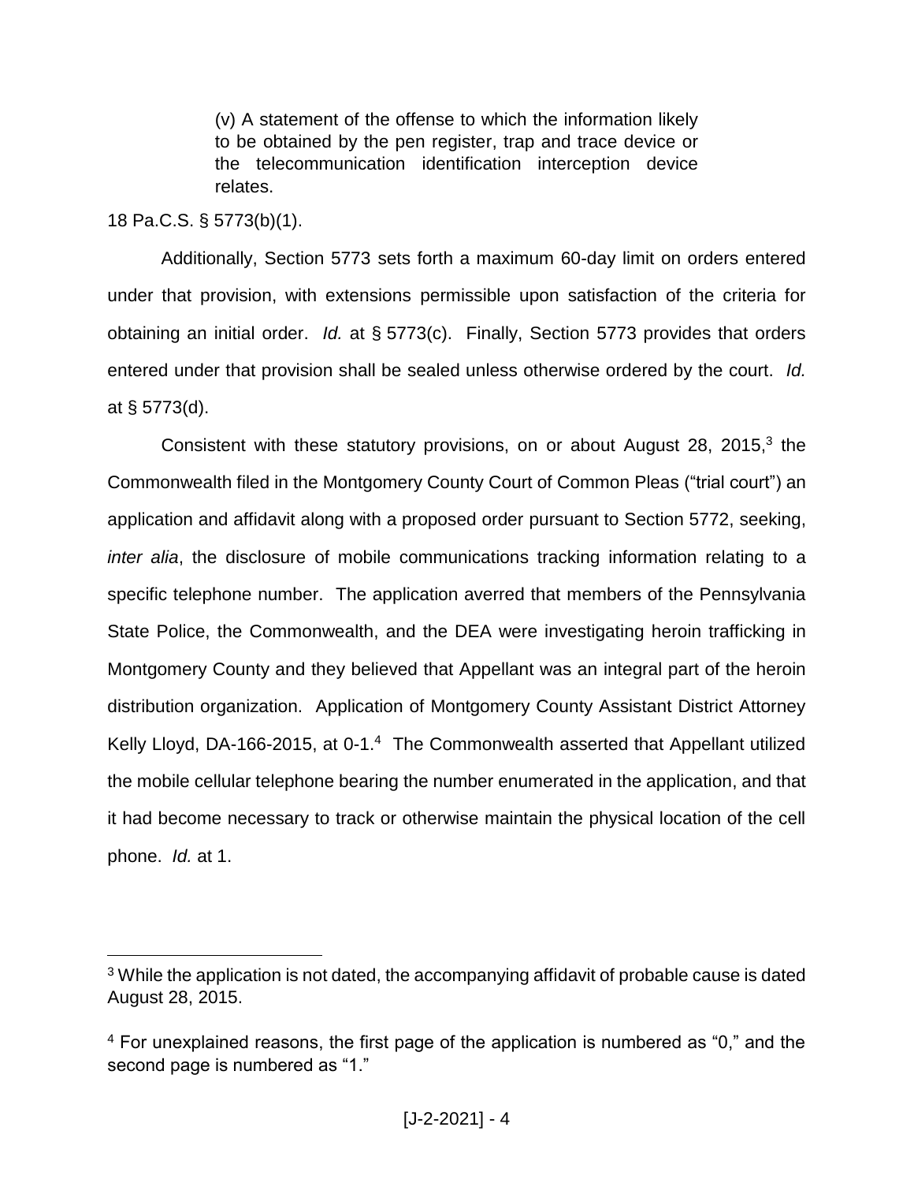> (v) A statement of the offense to which the information likely to be obtained by the pen register, trap and trace device or the telecommunication identification interception device relates.

18 Pa.C.S. § 5773(b)(1).

Additionally, Section 5773 sets forth a maximum 60-day limit on orders entered under that provision, with extensions permissible upon satisfaction of the criteria for obtaining an initial order. *Id.* at § 5773(c). Finally, Section 5773 provides that orders entered under that provision shall be sealed unless otherwise ordered by the court. *Id.* at § 5773(d).

Consistent with these statutory provisions, on or about August 28, 2015,[3] the Commonwealth filed in the Montgomery County Court of Common Pleas ("trial court") an application and affidavit along with a proposed order pursuant to Section 5772, seeking, *inter alia*, the disclosure of mobile communications tracking information relating to a specific telephone number. The application averred that members of the Pennsylvania State Police, the Commonwealth, and the DEA were investigating heroin trafficking in Montgomery County and they believed that Appellant was an integral part of the heroin distribution organization. Application of Montgomery County Assistant District Attorney Kelly Lloyd, DA-166-2015, at 0-1.[4] The Commonwealth asserted that Appellant utilized the mobile cellular telephone bearing the number enumerated in the application, and that it had become necessary to track or otherwise maintain the physical location of the cell phone. *Id.* at 1.

---

[3] While the application is not dated, the accompanying affidavit of probable cause is dated August 28, 2015.

[4] For unexplained reasons, the first page of the application is numbered as "0," and the second page is numbered as "1."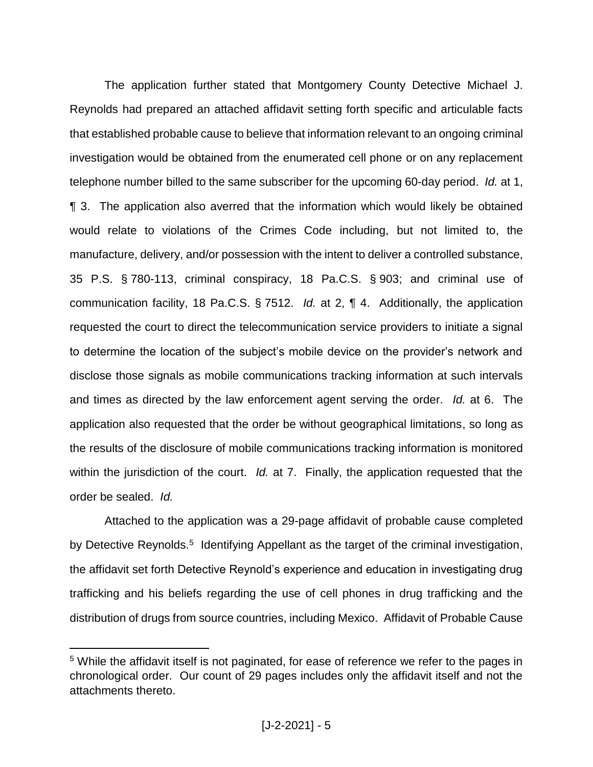The application further stated that Montgomery County Detective Michael J. Reynolds had prepared an attached affidavit setting forth specific and articulable facts that established probable cause to believe that information relevant to an ongoing criminal investigation would be obtained from the enumerated cell phone or on any replacement telephone number billed to the same subscriber for the upcoming 60-day period. *Id.* at 1, ¶ 3. The application also averred that the information which would likely be obtained would relate to violations of the Crimes Code including, but not limited to, the manufacture, delivery, and/or possession with the intent to deliver a controlled substance, 35 P.S. § 780-113, criminal conspiracy, 18 Pa.C.S. § 903; and criminal use of communication facility, 18 Pa.C.S. § 7512. *Id.* at 2, ¶ 4. Additionally, the application requested the court to direct the telecommunication service providers to initiate a signal to determine the location of the subject's mobile device on the provider's network and disclose those signals as mobile communications tracking information at such intervals and times as directed by the law enforcement agent serving the order. *Id.* at 6. The application also requested that the order be without geographical limitations, so long as the results of the disclosure of mobile communications tracking information is monitored within the jurisdiction of the court. *Id.* at 7. Finally, the application requested that the order be sealed. *Id.*

Attached to the application was a 29-page affidavit of probable cause completed by Detective Reynolds.[5] Identifying Appellant as the target of the criminal investigation, the affidavit set forth Detective Reynold's experience and education in investigating drug trafficking and his beliefs regarding the use of cell phones in drug trafficking and the distribution of drugs from source countries, including Mexico. Affidavit of Probable Cause

[5] While the affidavit itself is not paginated, for ease of reference we refer to the pages in chronological order. Our count of 29 pages includes only the affidavit itself and not the attachments thereto.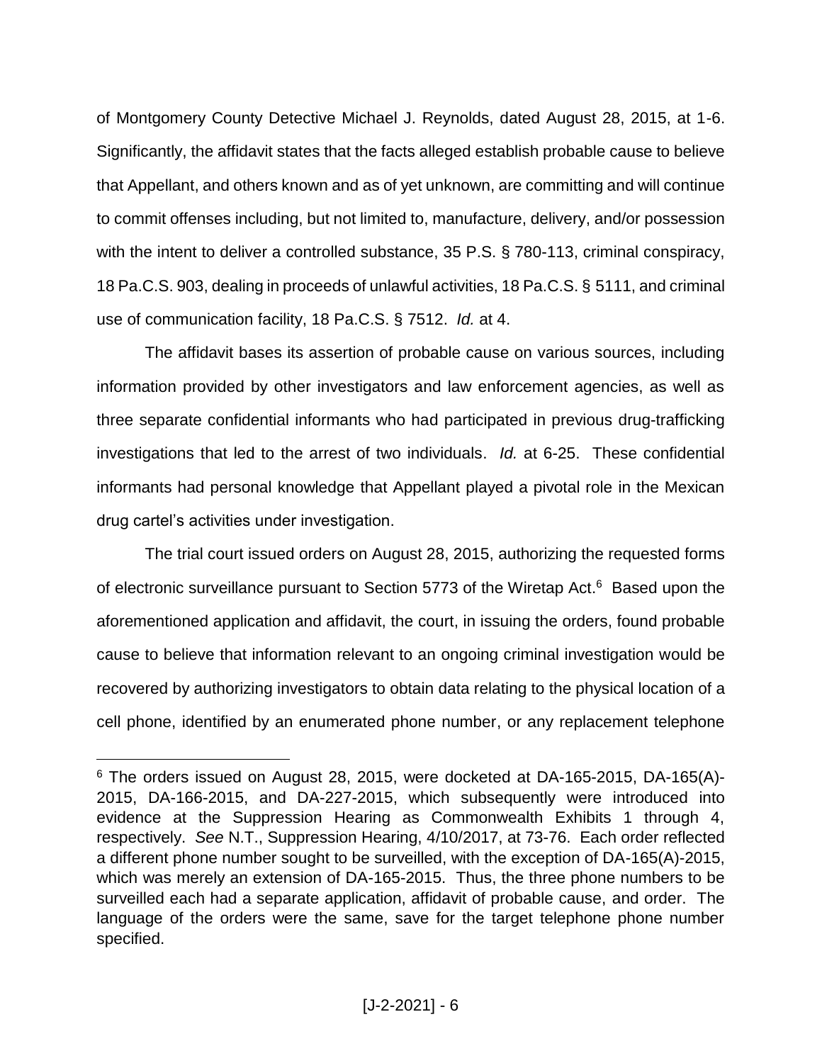of Montgomery County Detective Michael J. Reynolds, dated August 28, 2015, at 1-6. Significantly, the affidavit states that the facts alleged establish probable cause to believe that Appellant, and others known and as of yet unknown, are committing and will continue to commit offenses including, but not limited to, manufacture, delivery, and/or possession with the intent to deliver a controlled substance, 35 P.S. § 780-113, criminal conspiracy, 18 Pa.C.S. 903, dealing in proceeds of unlawful activities, 18 Pa.C.S. § 5111, and criminal use of communication facility, 18 Pa.C.S. § 7512. *Id.* at 4.

The affidavit bases its assertion of probable cause on various sources, including information provided by other investigators and law enforcement agencies, as well as three separate confidential informants who had participated in previous drug-trafficking investigations that led to the arrest of two individuals. *Id.* at 6-25. These confidential informants had personal knowledge that Appellant played a pivotal role in the Mexican drug cartel's activities under investigation.

The trial court issued orders on August 28, 2015, authorizing the requested forms of electronic surveillance pursuant to Section 5773 of the Wiretap Act.[6] Based upon the aforementioned application and affidavit, the court, in issuing the orders, found probable cause to believe that information relevant to an ongoing criminal investigation would be recovered by authorizing investigators to obtain data relating to the physical location of a cell phone, identified by an enumerated phone number, or any replacement telephone

---

[6] The orders issued on August 28, 2015, were docketed at DA-165-2015, DA-165(A)-2015, DA-166-2015, and DA-227-2015, which subsequently were introduced into evidence at the Suppression Hearing as Commonwealth Exhibits 1 through 4, respectively. *See* N.T., Suppression Hearing, 4/10/2017, at 73-76. Each order reflected a different phone number sought to be surveilled, with the exception of DA-165(A)-2015, which was merely an extension of DA-165-2015. Thus, the three phone numbers to be surveilled each had a separate application, affidavit of probable cause, and order. The language of the orders were the same, save for the target telephone phone number specified.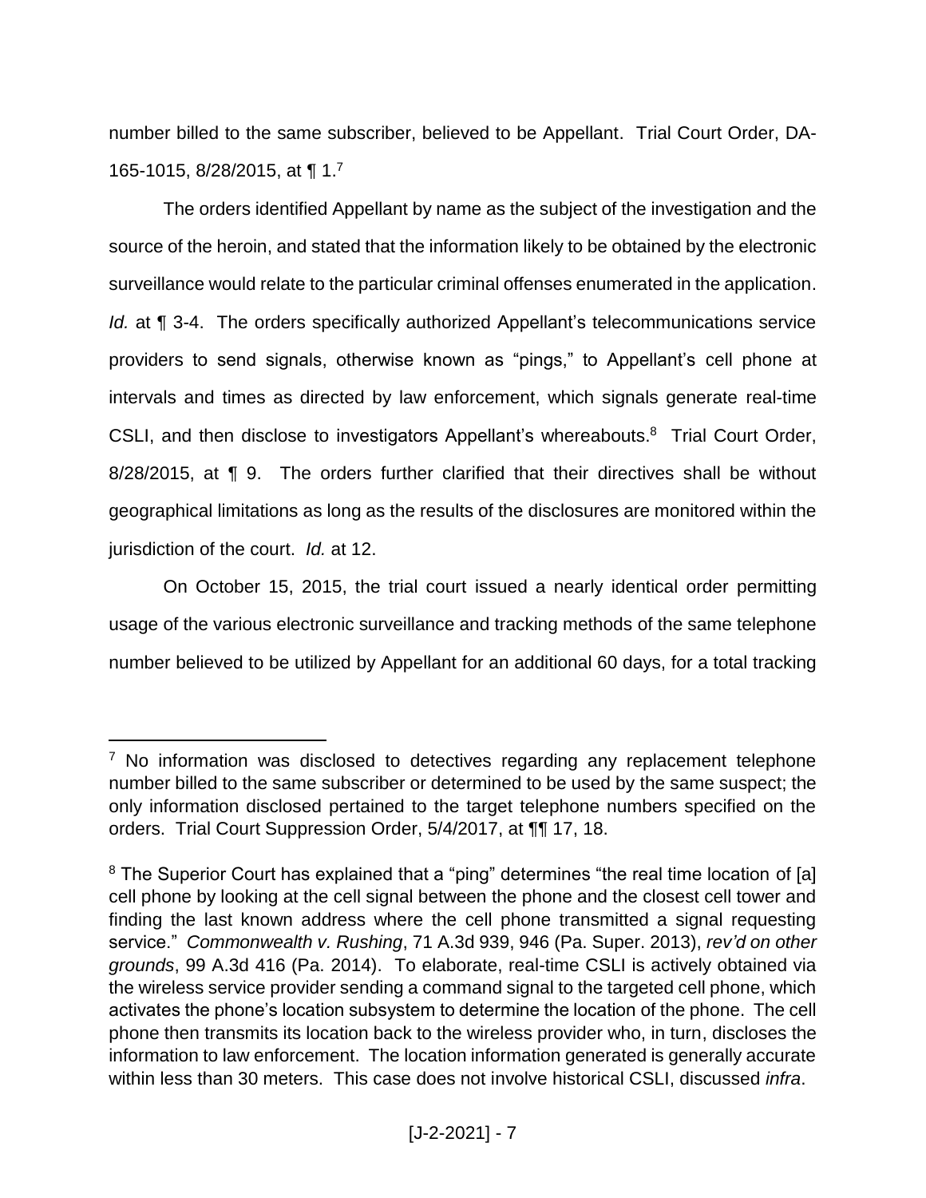number billed to the same subscriber, believed to be Appellant. Trial Court Order, DA-165-1015, 8/28/2015, at ¶ 1.[7]

The orders identified Appellant by name as the subject of the investigation and the source of the heroin, and stated that the information likely to be obtained by the electronic surveillance would relate to the particular criminal offenses enumerated in the application. *Id.* at ¶ 3-4. The orders specifically authorized Appellant's telecommunications service providers to send signals, otherwise known as "pings," to Appellant's cell phone at intervals and times as directed by law enforcement, which signals generate real-time CSLI, and then disclose to investigators Appellant's whereabouts.[8] Trial Court Order, 8/28/2015, at ¶ 9. The orders further clarified that their directives shall be without geographical limitations as long as the results of the disclosures are monitored within the jurisdiction of the court. *Id.* at 12.

On October 15, 2015, the trial court issued a nearly identical order permitting usage of the various electronic surveillance and tracking methods of the same telephone number believed to be utilized by Appellant for an additional 60 days, for a total tracking

---

[7] No information was disclosed to detectives regarding any replacement telephone number billed to the same subscriber or determined to be used by the same suspect; the only information disclosed pertained to the target telephone numbers specified on the orders. Trial Court Suppression Order, 5/4/2017, at ¶¶ 17, 18.

[8] The Superior Court has explained that a "ping" determines "the real time location of [a] cell phone by looking at the cell signal between the phone and the closest cell tower and finding the last known address where the cell phone transmitted a signal requesting service." *Commonwealth v. Rushing*, 71 A.3d 939, 946 (Pa. Super. 2013), *rev'd on other grounds*, 99 A.3d 416 (Pa. 2014). To elaborate, real-time CSLI is actively obtained via the wireless service provider sending a command signal to the targeted cell phone, which activates the phone's location subsystem to determine the location of the phone. The cell phone then transmits its location back to the wireless provider who, in turn, discloses the information to law enforcement. The location information generated is generally accurate within less than 30 meters. This case does not involve historical CSLI, discussed *infra*.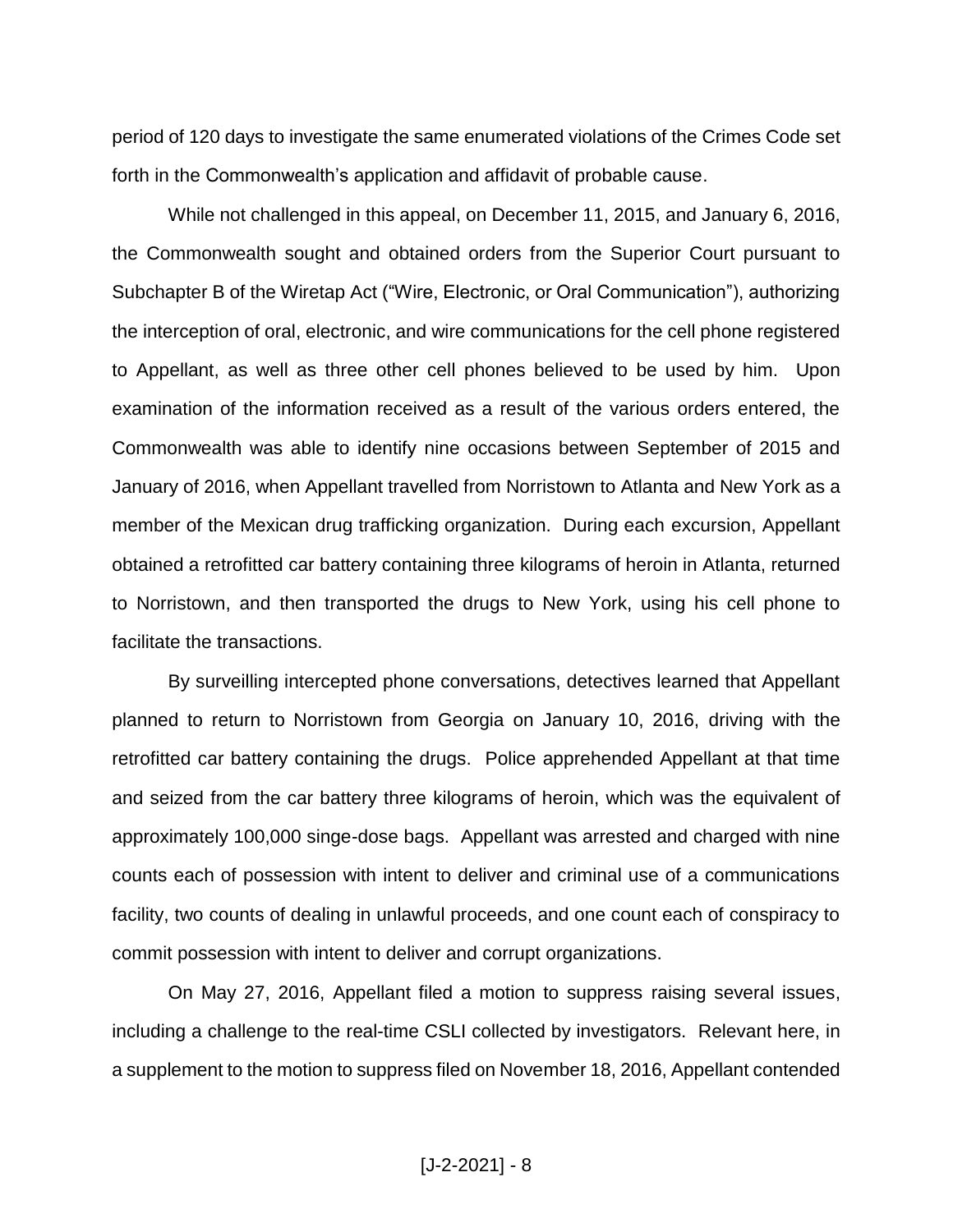period of 120 days to investigate the same enumerated violations of the Crimes Code set forth in the Commonwealth's application and affidavit of probable cause.

While not challenged in this appeal, on December 11, 2015, and January 6, 2016, the Commonwealth sought and obtained orders from the Superior Court pursuant to Subchapter B of the Wiretap Act ("Wire, Electronic, or Oral Communication"), authorizing the interception of oral, electronic, and wire communications for the cell phone registered to Appellant, as well as three other cell phones believed to be used by him. Upon examination of the information received as a result of the various orders entered, the Commonwealth was able to identify nine occasions between September of 2015 and January of 2016, when Appellant travelled from Norristown to Atlanta and New York as a member of the Mexican drug trafficking organization. During each excursion, Appellant obtained a retrofitted car battery containing three kilograms of heroin in Atlanta, returned to Norristown, and then transported the drugs to New York, using his cell phone to facilitate the transactions.

By surveilling intercepted phone conversations, detectives learned that Appellant planned to return to Norristown from Georgia on January 10, 2016, driving with the retrofitted car battery containing the drugs. Police apprehended Appellant at that time and seized from the car battery three kilograms of heroin, which was the equivalent of approximately 100,000 singe-dose bags. Appellant was arrested and charged with nine counts each of possession with intent to deliver and criminal use of a communications facility, two counts of dealing in unlawful proceeds, and one count each of conspiracy to commit possession with intent to deliver and corrupt organizations.

On May 27, 2016, Appellant filed a motion to suppress raising several issues, including a challenge to the real-time CSLI collected by investigators. Relevant here, in a supplement to the motion to suppress filed on November 18, 2016, Appellant contended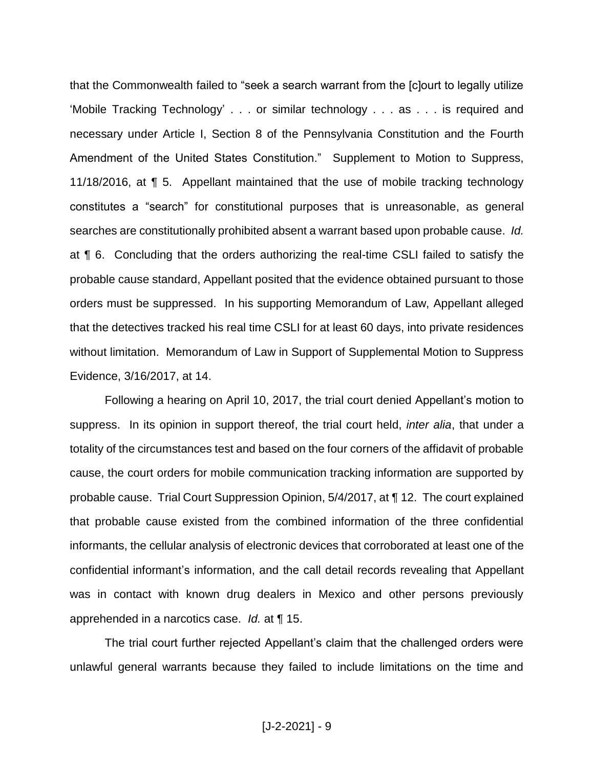that the Commonwealth failed to "seek a search warrant from the [c]ourt to legally utilize 'Mobile Tracking Technology' . . . or similar technology . . . as . . . is required and necessary under Article I, Section 8 of the Pennsylvania Constitution and the Fourth Amendment of the United States Constitution." Supplement to Motion to Suppress, 11/18/2016, at ¶ 5. Appellant maintained that the use of mobile tracking technology constitutes a "search" for constitutional purposes that is unreasonable, as general searches are constitutionally prohibited absent a warrant based upon probable cause. *Id.* at ¶ 6. Concluding that the orders authorizing the real-time CSLI failed to satisfy the probable cause standard, Appellant posited that the evidence obtained pursuant to those orders must be suppressed. In his supporting Memorandum of Law, Appellant alleged that the detectives tracked his real time CSLI for at least 60 days, into private residences without limitation. Memorandum of Law in Support of Supplemental Motion to Suppress Evidence, 3/16/2017, at 14.

Following a hearing on April 10, 2017, the trial court denied Appellant's motion to suppress. In its opinion in support thereof, the trial court held, *inter alia*, that under a totality of the circumstances test and based on the four corners of the affidavit of probable cause, the court orders for mobile communication tracking information are supported by probable cause. Trial Court Suppression Opinion, 5/4/2017, at ¶ 12. The court explained that probable cause existed from the combined information of the three confidential informants, the cellular analysis of electronic devices that corroborated at least one of the confidential informant's information, and the call detail records revealing that Appellant was in contact with known drug dealers in Mexico and other persons previously apprehended in a narcotics case. *Id.* at ¶ 15.

The trial court further rejected Appellant's claim that the challenged orders were unlawful general warrants because they failed to include limitations on the time and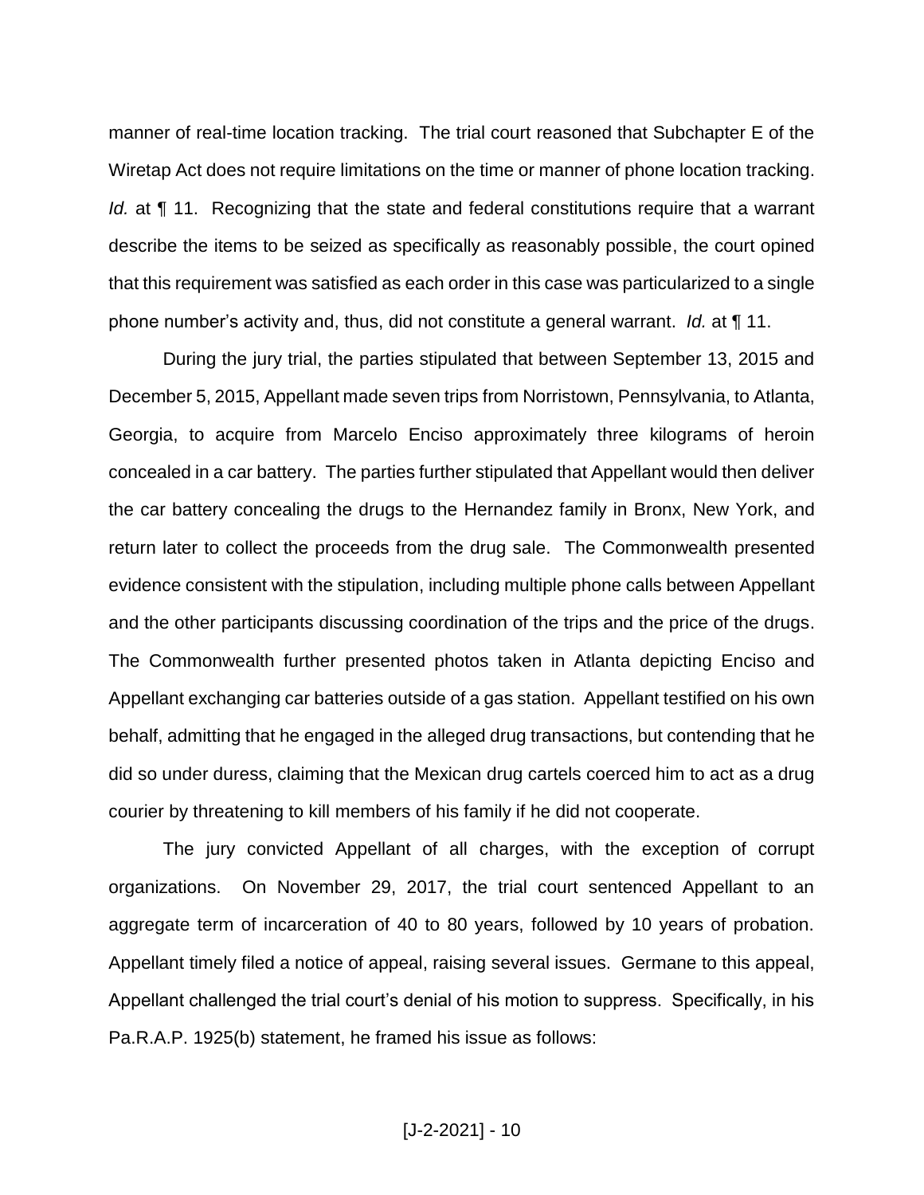manner of real-time location tracking. The trial court reasoned that Subchapter E of the Wiretap Act does not require limitations on the time or manner of phone location tracking. *Id.* at ¶ 11. Recognizing that the state and federal constitutions require that a warrant describe the items to be seized as specifically as reasonably possible, the court opined that this requirement was satisfied as each order in this case was particularized to a single phone number's activity and, thus, did not constitute a general warrant. *Id.* at ¶ 11.

During the jury trial, the parties stipulated that between September 13, 2015 and December 5, 2015, Appellant made seven trips from Norristown, Pennsylvania, to Atlanta, Georgia, to acquire from Marcelo Enciso approximately three kilograms of heroin concealed in a car battery. The parties further stipulated that Appellant would then deliver the car battery concealing the drugs to the Hernandez family in Bronx, New York, and return later to collect the proceeds from the drug sale. The Commonwealth presented evidence consistent with the stipulation, including multiple phone calls between Appellant and the other participants discussing coordination of the trips and the price of the drugs. The Commonwealth further presented photos taken in Atlanta depicting Enciso and Appellant exchanging car batteries outside of a gas station. Appellant testified on his own behalf, admitting that he engaged in the alleged drug transactions, but contending that he did so under duress, claiming that the Mexican drug cartels coerced him to act as a drug courier by threatening to kill members of his family if he did not cooperate.

The jury convicted Appellant of all charges, with the exception of corrupt organizations. On November 29, 2017, the trial court sentenced Appellant to an aggregate term of incarceration of 40 to 80 years, followed by 10 years of probation. Appellant timely filed a notice of appeal, raising several issues. Germane to this appeal, Appellant challenged the trial court's denial of his motion to suppress. Specifically, in his Pa.R.A.P. 1925(b) statement, he framed his issue as follows: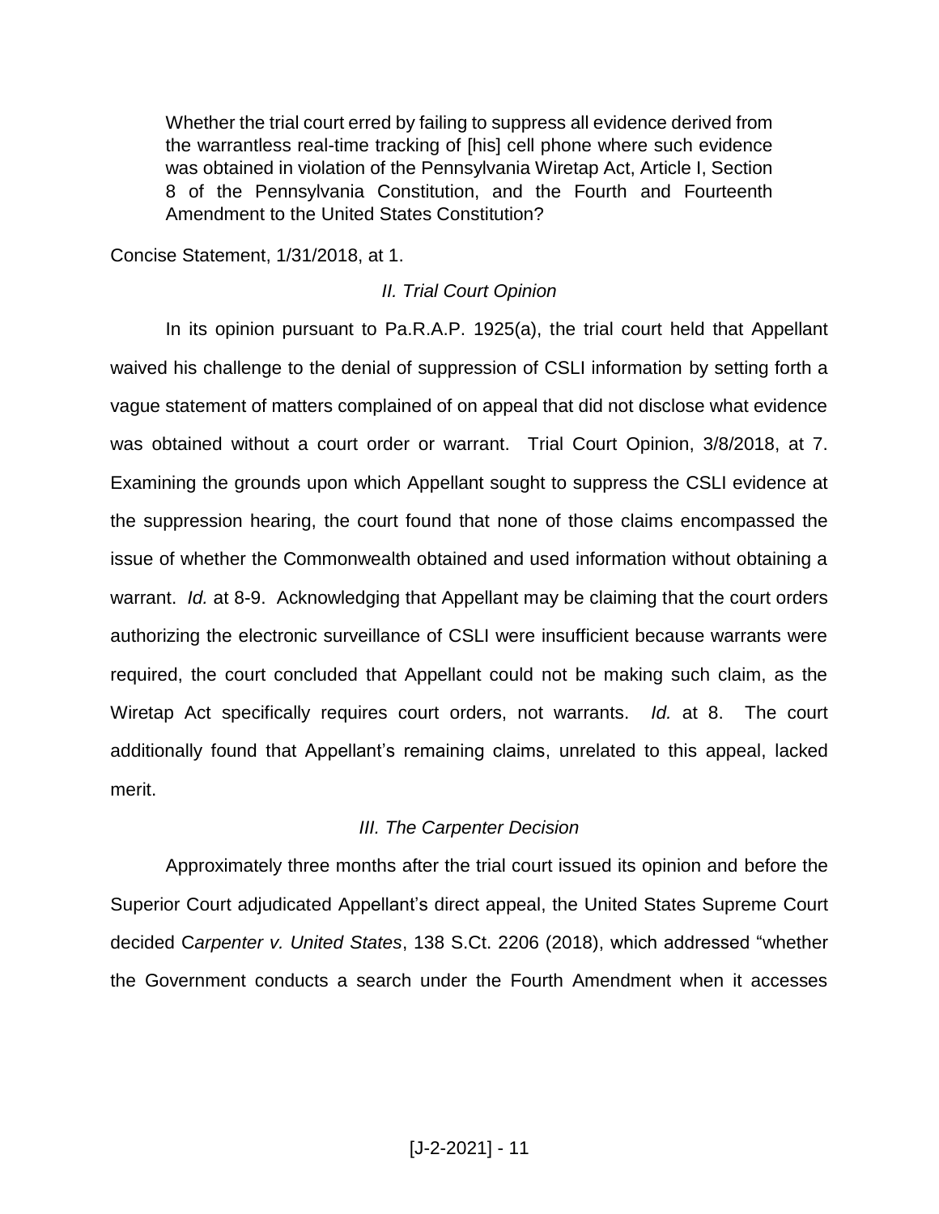> Whether the trial court erred by failing to suppress all evidence derived from the warrantless real-time tracking of [his] cell phone where such evidence was obtained in violation of the Pennsylvania Wiretap Act, Article I, Section 8 of the Pennsylvania Constitution, and the Fourth and Fourteenth Amendment to the United States Constitution?

Concise Statement, 1/31/2018, at 1.

### *II. Trial Court Opinion*

In its opinion pursuant to Pa.R.A.P. 1925(a), the trial court held that Appellant waived his challenge to the denial of suppression of CSLI information by setting forth a vague statement of matters complained of on appeal that did not disclose what evidence was obtained without a court order or warrant. Trial Court Opinion, 3/8/2018, at 7. Examining the grounds upon which Appellant sought to suppress the CSLI evidence at the suppression hearing, the court found that none of those claims encompassed the issue of whether the Commonwealth obtained and used information without obtaining a warrant. *Id.* at 8-9. Acknowledging that Appellant may be claiming that the court orders authorizing the electronic surveillance of CSLI were insufficient because warrants were required, the court concluded that Appellant could not be making such claim, as the Wiretap Act specifically requires court orders, not warrants. *Id.* at 8. The court additionally found that Appellant's remaining claims, unrelated to this appeal, lacked merit.

### *III. The Carpenter Decision*

Approximately three months after the trial court issued its opinion and before the Superior Court adjudicated Appellant's direct appeal, the United States Supreme Court decided C*arpenter v. United States*, 138 S.Ct. 2206 (2018), which addressed "whether the Government conducts a search under the Fourth Amendment when it accesses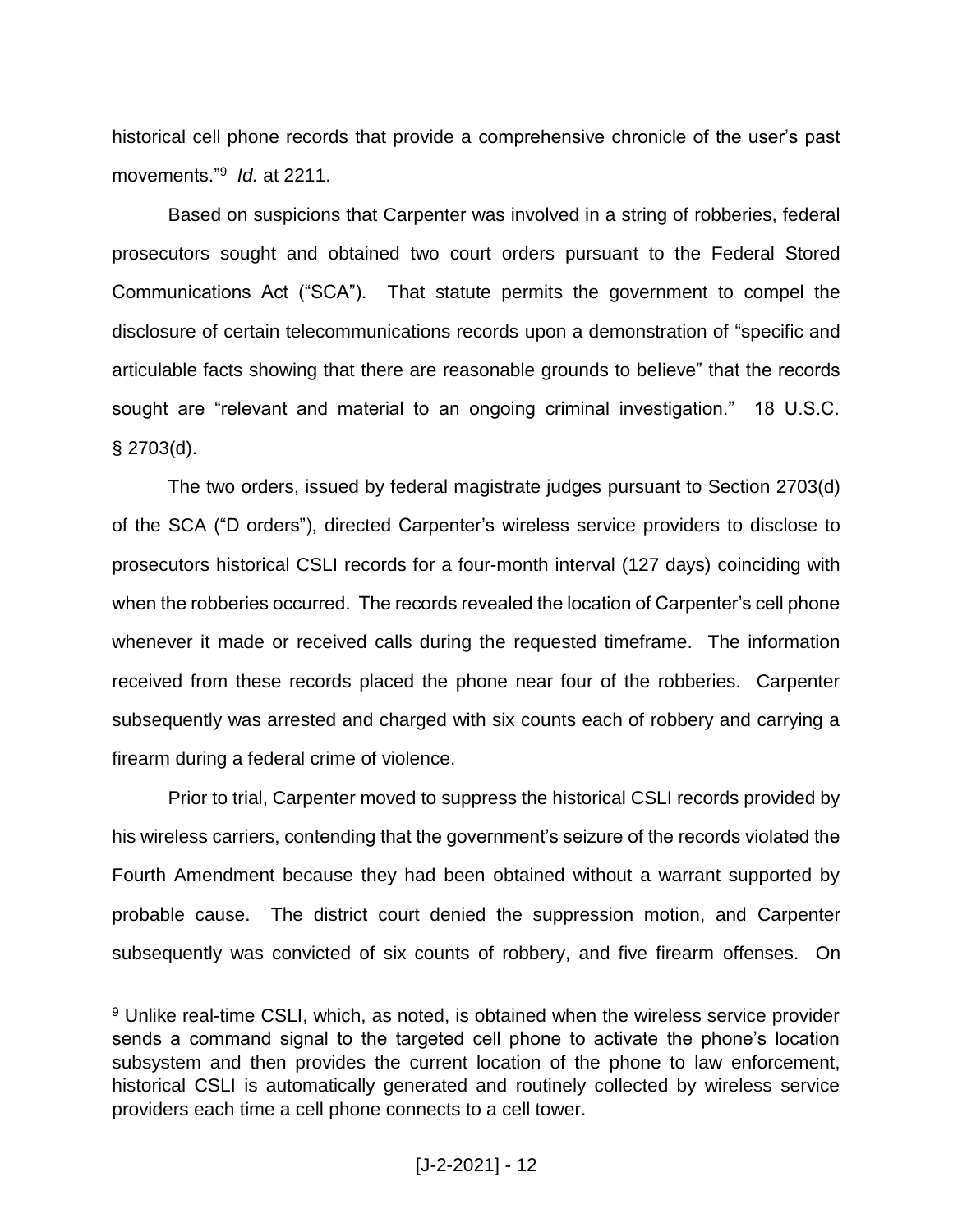historical cell phone records that provide a comprehensive chronicle of the user's past movements."[9] *Id.* at 2211.

Based on suspicions that Carpenter was involved in a string of robberies, federal prosecutors sought and obtained two court orders pursuant to the Federal Stored Communications Act ("SCA"). That statute permits the government to compel the disclosure of certain telecommunications records upon a demonstration of "specific and articulable facts showing that there are reasonable grounds to believe" that the records sought are "relevant and material to an ongoing criminal investigation." 18 U.S.C. § 2703(d).

The two orders, issued by federal magistrate judges pursuant to Section 2703(d) of the SCA ("D orders"), directed Carpenter's wireless service providers to disclose to prosecutors historical CSLI records for a four-month interval (127 days) coinciding with when the robberies occurred. The records revealed the location of Carpenter's cell phone whenever it made or received calls during the requested timeframe. The information received from these records placed the phone near four of the robberies. Carpenter subsequently was arrested and charged with six counts each of robbery and carrying a firearm during a federal crime of violence.

Prior to trial, Carpenter moved to suppress the historical CSLI records provided by his wireless carriers, contending that the government's seizure of the records violated the Fourth Amendment because they had been obtained without a warrant supported by probable cause. The district court denied the suppression motion, and Carpenter subsequently was convicted of six counts of robbery, and five firearm offenses. On

[9] Unlike real-time CSLI, which, as noted, is obtained when the wireless service provider sends a command signal to the targeted cell phone to activate the phone's location subsystem and then provides the current location of the phone to law enforcement, historical CSLI is automatically generated and routinely collected by wireless service providers each time a cell phone connects to a cell tower.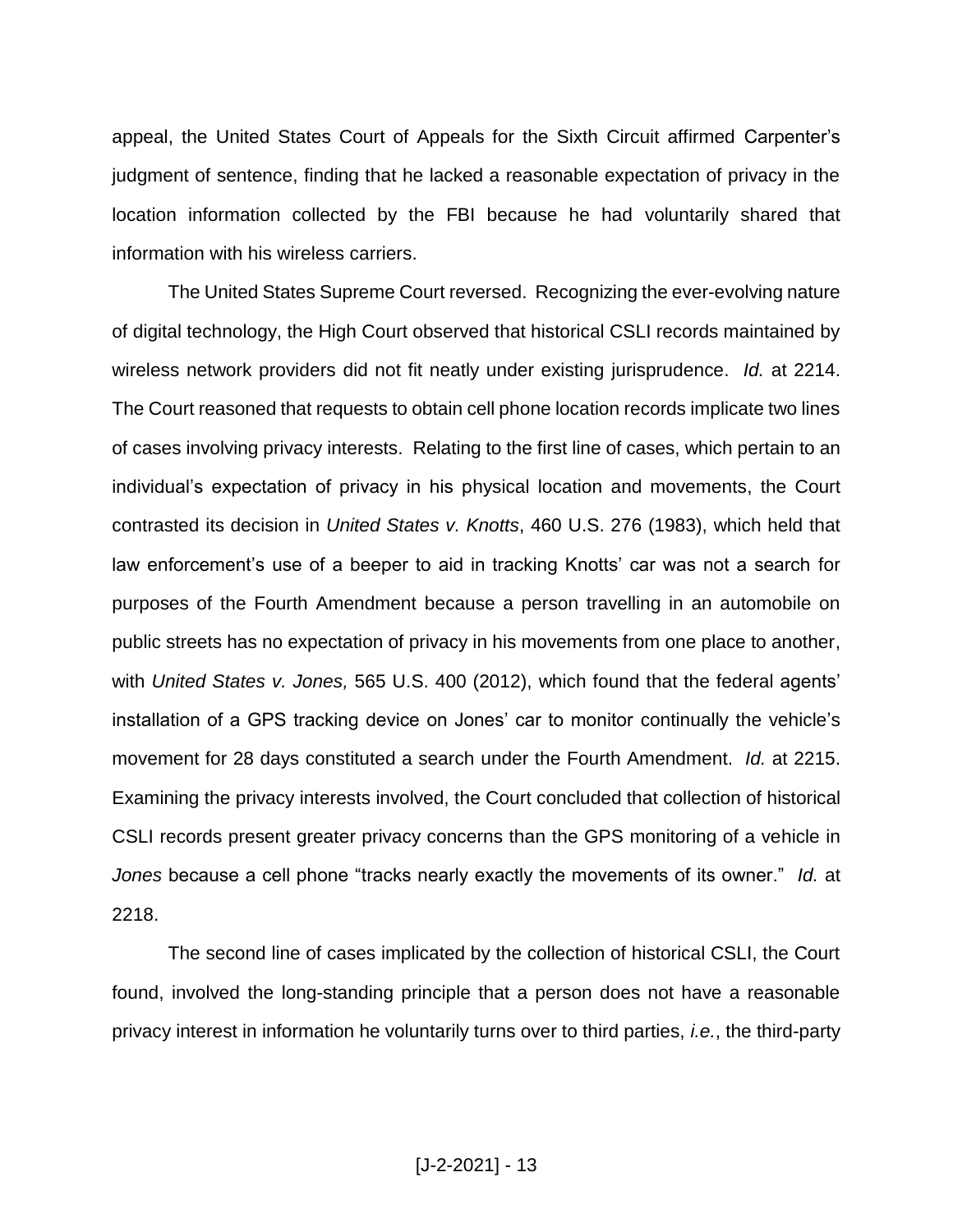appeal, the United States Court of Appeals for the Sixth Circuit affirmed Carpenter's judgment of sentence, finding that he lacked a reasonable expectation of privacy in the location information collected by the FBI because he had voluntarily shared that information with his wireless carriers.

The United States Supreme Court reversed. Recognizing the ever-evolving nature of digital technology, the High Court observed that historical CSLI records maintained by wireless network providers did not fit neatly under existing jurisprudence. *Id.* at 2214. The Court reasoned that requests to obtain cell phone location records implicate two lines of cases involving privacy interests. Relating to the first line of cases, which pertain to an individual's expectation of privacy in his physical location and movements, the Court contrasted its decision in *United States v. Knotts*, 460 U.S. 276 (1983), which held that law enforcement's use of a beeper to aid in tracking Knotts' car was not a search for purposes of the Fourth Amendment because a person travelling in an automobile on public streets has no expectation of privacy in his movements from one place to another, with *United States v. Jones,* 565 U.S. 400 (2012), which found that the federal agents' installation of a GPS tracking device on Jones' car to monitor continually the vehicle's movement for 28 days constituted a search under the Fourth Amendment. *Id.* at 2215. Examining the privacy interests involved, the Court concluded that collection of historical CSLI records present greater privacy concerns than the GPS monitoring of a vehicle in *Jones* because a cell phone "tracks nearly exactly the movements of its owner." *Id.* at 2218.

The second line of cases implicated by the collection of historical CSLI, the Court found, involved the long-standing principle that a person does not have a reasonable privacy interest in information he voluntarily turns over to third parties, *i.e.*, the third-party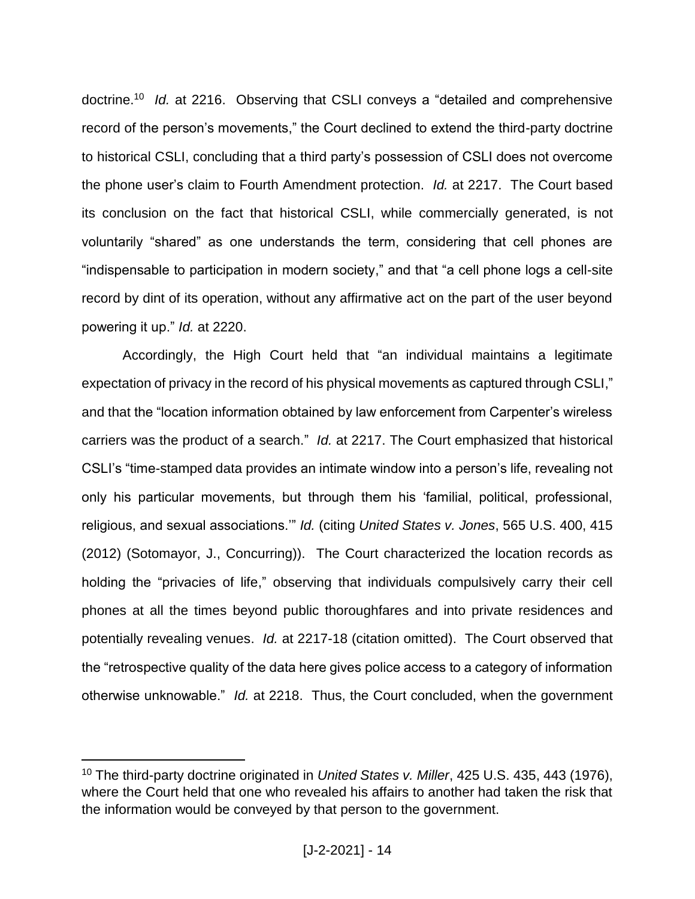doctrine.[10] *Id.* at 2216. Observing that CSLI conveys a "detailed and comprehensive record of the person's movements," the Court declined to extend the third-party doctrine to historical CSLI, concluding that a third party's possession of CSLI does not overcome the phone user's claim to Fourth Amendment protection. *Id.* at 2217. The Court based its conclusion on the fact that historical CSLI, while commercially generated, is not voluntarily "shared" as one understands the term, considering that cell phones are "indispensable to participation in modern society," and that "a cell phone logs a cell-site record by dint of its operation, without any affirmative act on the part of the user beyond powering it up." *Id.* at 2220.

Accordingly, the High Court held that "an individual maintains a legitimate expectation of privacy in the record of his physical movements as captured through CSLI," and that the "location information obtained by law enforcement from Carpenter's wireless carriers was the product of a search." *Id.* at 2217. The Court emphasized that historical CSLI's "time-stamped data provides an intimate window into a person's life, revealing not only his particular movements, but through them his 'familial, political, professional, religious, and sexual associations.'" *Id.* (citing *United States v. Jones*, 565 U.S. 400, 415 (2012) (Sotomayor, J., Concurring)). The Court characterized the location records as holding the "privacies of life," observing that individuals compulsively carry their cell phones at all the times beyond public thoroughfares and into private residences and potentially revealing venues. *Id.* at 2217-18 (citation omitted). The Court observed that the "retrospective quality of the data here gives police access to a category of information otherwise unknowable." *Id.* at 2218. Thus, the Court concluded, when the government

[10] The third-party doctrine originated in *United States v. Miller*, 425 U.S. 435, 443 (1976), where the Court held that one who revealed his affairs to another had taken the risk that the information would be conveyed by that person to the government.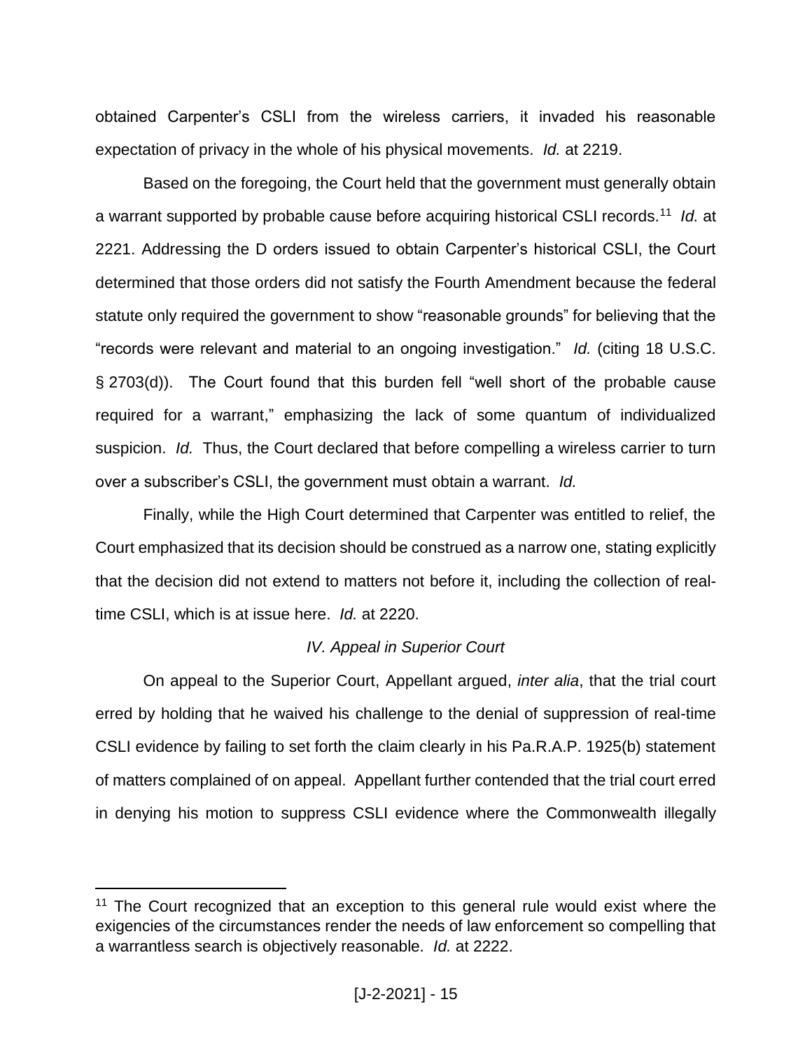obtained Carpenter's CSLI from the wireless carriers, it invaded his reasonable expectation of privacy in the whole of his physical movements. *Id.* at 2219.

Based on the foregoing, the Court held that the government must generally obtain a warrant supported by probable cause before acquiring historical CSLI records.[11] *Id.* at 2221. Addressing the D orders issued to obtain Carpenter's historical CSLI, the Court determined that those orders did not satisfy the Fourth Amendment because the federal statute only required the government to show "reasonable grounds" for believing that the "records were relevant and material to an ongoing investigation." *Id.* (citing 18 U.S.C. § 2703(d)). The Court found that this burden fell "well short of the probable cause required for a warrant," emphasizing the lack of some quantum of individualized suspicion. *Id.* Thus, the Court declared that before compelling a wireless carrier to turn over a subscriber's CSLI, the government must obtain a warrant. *Id.*

Finally, while the High Court determined that Carpenter was entitled to relief, the Court emphasized that its decision should be construed as a narrow one, stating explicitly that the decision did not extend to matters not before it, including the collection of real-time CSLI, which is at issue here. *Id.* at 2220.

*IV. Appeal in Superior Court*

On appeal to the Superior Court, Appellant argued, *inter alia*, that the trial court erred by holding that he waived his challenge to the denial of suppression of real-time CSLI evidence by failing to set forth the claim clearly in his Pa.R.A.P. 1925(b) statement of matters complained of on appeal. Appellant further contended that the trial court erred in denying his motion to suppress CSLI evidence where the Commonwealth illegally

[11] The Court recognized that an exception to this general rule would exist where the exigencies of the circumstances render the needs of law enforcement so compelling that a warrantless search is objectively reasonable. *Id.* at 2222.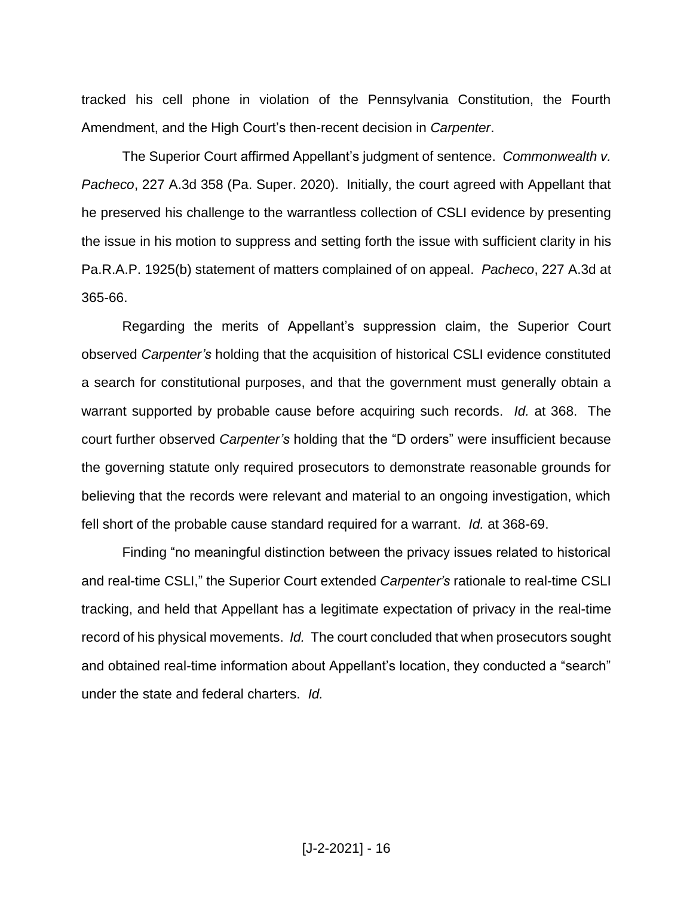tracked his cell phone in violation of the Pennsylvania Constitution, the Fourth Amendment, and the High Court's then-recent decision in *Carpenter*.

The Superior Court affirmed Appellant's judgment of sentence. *Commonwealth v. Pacheco*, 227 A.3d 358 (Pa. Super. 2020). Initially, the court agreed with Appellant that he preserved his challenge to the warrantless collection of CSLI evidence by presenting the issue in his motion to suppress and setting forth the issue with sufficient clarity in his Pa.R.A.P. 1925(b) statement of matters complained of on appeal. *Pacheco*, 227 A.3d at 365-66.

Regarding the merits of Appellant's suppression claim, the Superior Court observed *Carpenter's* holding that the acquisition of historical CSLI evidence constituted a search for constitutional purposes, and that the government must generally obtain a warrant supported by probable cause before acquiring such records. *Id.* at 368. The court further observed *Carpenter's* holding that the "D orders" were insufficient because the governing statute only required prosecutors to demonstrate reasonable grounds for believing that the records were relevant and material to an ongoing investigation, which fell short of the probable cause standard required for a warrant. *Id.* at 368-69.

Finding "no meaningful distinction between the privacy issues related to historical and real-time CSLI," the Superior Court extended *Carpenter's* rationale to real-time CSLI tracking, and held that Appellant has a legitimate expectation of privacy in the real-time record of his physical movements. *Id.* The court concluded that when prosecutors sought and obtained real-time information about Appellant's location, they conducted a "search" under the state and federal charters. *Id.*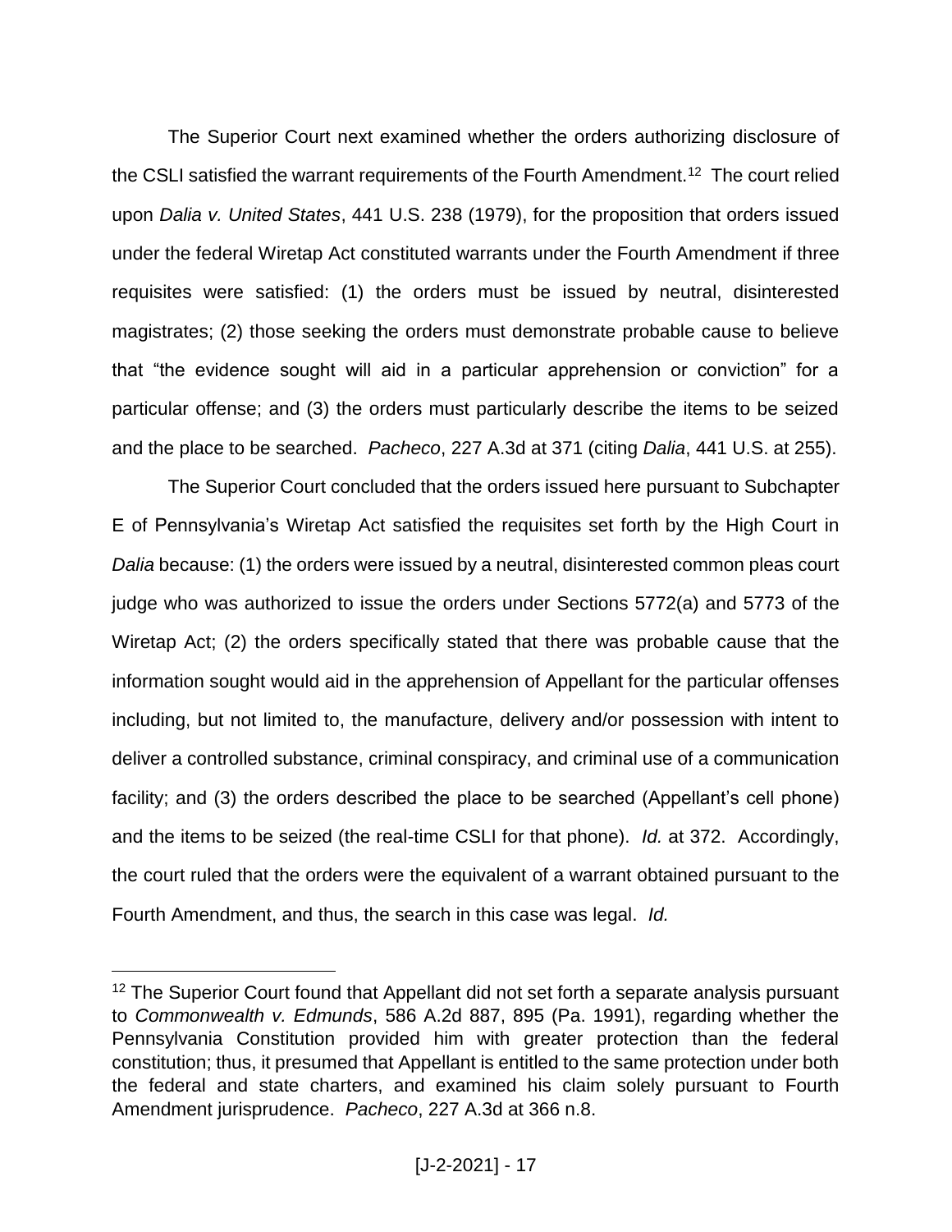The Superior Court next examined whether the orders authorizing disclosure of the CSLI satisfied the warrant requirements of the Fourth Amendment.[12] The court relied upon *Dalia v. United States*, 441 U.S. 238 (1979), for the proposition that orders issued under the federal Wiretap Act constituted warrants under the Fourth Amendment if three requisites were satisfied: (1) the orders must be issued by neutral, disinterested magistrates; (2) those seeking the orders must demonstrate probable cause to believe that "the evidence sought will aid in a particular apprehension or conviction" for a particular offense; and (3) the orders must particularly describe the items to be seized and the place to be searched. *Pacheco*, 227 A.3d at 371 (citing *Dalia*, 441 U.S. at 255).

The Superior Court concluded that the orders issued here pursuant to Subchapter E of Pennsylvania's Wiretap Act satisfied the requisites set forth by the High Court in *Dalia* because: (1) the orders were issued by a neutral, disinterested common pleas court judge who was authorized to issue the orders under Sections 5772(a) and 5773 of the Wiretap Act; (2) the orders specifically stated that there was probable cause that the information sought would aid in the apprehension of Appellant for the particular offenses including, but not limited to, the manufacture, delivery and/or possession with intent to deliver a controlled substance, criminal conspiracy, and criminal use of a communication facility; and (3) the orders described the place to be searched (Appellant's cell phone) and the items to be seized (the real-time CSLI for that phone). *Id.* at 372. Accordingly, the court ruled that the orders were the equivalent of a warrant obtained pursuant to the Fourth Amendment, and thus, the search in this case was legal. *Id.*

---

[12] The Superior Court found that Appellant did not set forth a separate analysis pursuant to *Commonwealth v. Edmunds*, 586 A.2d 887, 895 (Pa. 1991), regarding whether the Pennsylvania Constitution provided him with greater protection than the federal constitution; thus, it presumed that Appellant is entitled to the same protection under both the federal and state charters, and examined his claim solely pursuant to Fourth Amendment jurisprudence. *Pacheco*, 227 A.3d at 366 n.8.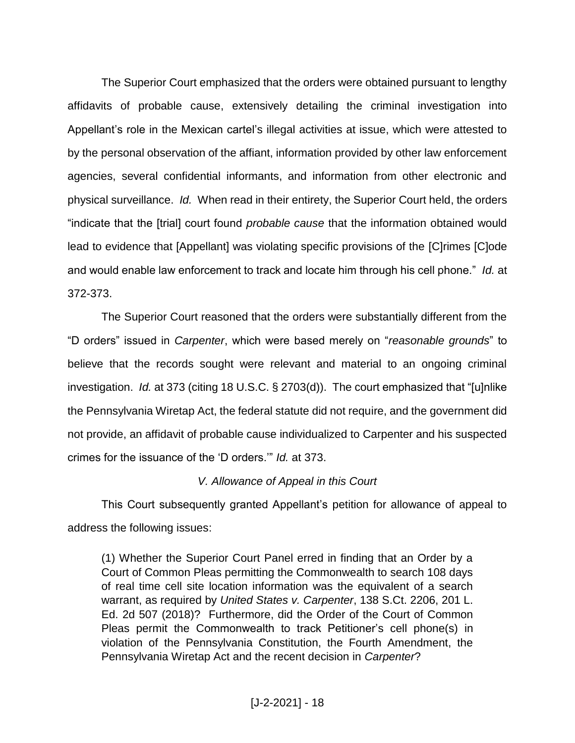The Superior Court emphasized that the orders were obtained pursuant to lengthy affidavits of probable cause, extensively detailing the criminal investigation into Appellant's role in the Mexican cartel's illegal activities at issue, which were attested to by the personal observation of the affiant, information provided by other law enforcement agencies, several confidential informants, and information from other electronic and physical surveillance. *Id.* When read in their entirety, the Superior Court held, the orders "indicate that the [trial] court found *probable cause* that the information obtained would lead to evidence that [Appellant] was violating specific provisions of the [C]rimes [C]ode and would enable law enforcement to track and locate him through his cell phone." *Id.* at 372-373.

The Superior Court reasoned that the orders were substantially different from the "D orders" issued in *Carpenter*, which were based merely on "*reasonable grounds*" to believe that the records sought were relevant and material to an ongoing criminal investigation. *Id.* at 373 (citing 18 U.S.C. § 2703(d)). The court emphasized that "[u]nlike the Pennsylvania Wiretap Act, the federal statute did not require, and the government did not provide, an affidavit of probable cause individualized to Carpenter and his suspected crimes for the issuance of the 'D orders.'" *Id.* at 373.

### *V. Allowance of Appeal in this Court*

This Court subsequently granted Appellant's petition for allowance of appeal to address the following issues:

> (1) Whether the Superior Court Panel erred in finding that an Order by a Court of Common Pleas permitting the Commonwealth to search 108 days of real time cell site location information was the equivalent of a search warrant, as required by *United States v. Carpenter*, 138 S.Ct. 2206, 201 L. Ed. 2d 507 (2018)? Furthermore, did the Order of the Court of Common Pleas permit the Commonwealth to track Petitioner's cell phone(s) in violation of the Pennsylvania Constitution, the Fourth Amendment, the Pennsylvania Wiretap Act and the recent decision in *Carpenter*?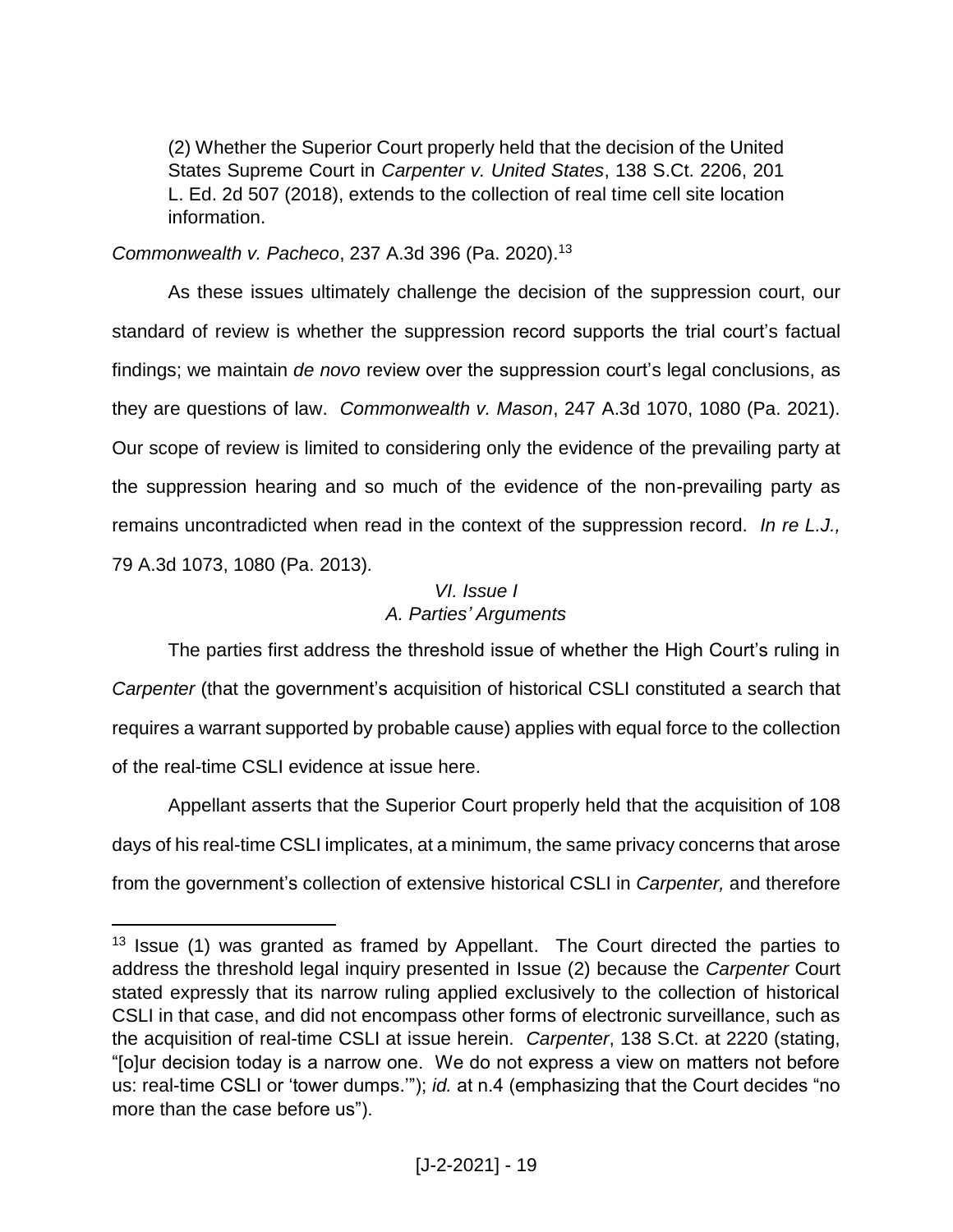(2) Whether the Superior Court properly held that the decision of the United States Supreme Court in *Carpenter v. United States*, 138 S.Ct. 2206, 201 L. Ed. 2d 507 (2018), extends to the collection of real time cell site location information.

*Commonwealth v. Pacheco*, 237 A.3d 396 (Pa. 2020).[13]

As these issues ultimately challenge the decision of the suppression court, our standard of review is whether the suppression record supports the trial court's factual findings; we maintain *de novo* review over the suppression court's legal conclusions, as they are questions of law. *Commonwealth v. Mason*, 247 A.3d 1070, 1080 (Pa. 2021). Our scope of review is limited to considering only the evidence of the prevailing party at the suppression hearing and so much of the evidence of the non-prevailing party as remains uncontradicted when read in the context of the suppression record. *In re L.J.,* 79 A.3d 1073, 1080 (Pa. 2013).

### *VI. Issue I*
### *A. Parties' Arguments*

The parties first address the threshold issue of whether the High Court's ruling in *Carpenter* (that the government's acquisition of historical CSLI constituted a search that requires a warrant supported by probable cause) applies with equal force to the collection of the real-time CSLI evidence at issue here.

Appellant asserts that the Superior Court properly held that the acquisition of 108 days of his real-time CSLI implicates, at a minimum, the same privacy concerns that arose from the government's collection of extensive historical CSLI in *Carpenter,* and therefore

---

[13] Issue (1) was granted as framed by Appellant. The Court directed the parties to address the threshold legal inquiry presented in Issue (2) because the *Carpenter* Court stated expressly that its narrow ruling applied exclusively to the collection of historical CSLI in that case, and did not encompass other forms of electronic surveillance, such as the acquisition of real-time CSLI at issue herein. *Carpenter*, 138 S.Ct. at 2220 (stating, "[o]ur decision today is a narrow one. We do not express a view on matters not before us: real-time CSLI or 'tower dumps.'"); *id.* at n.4 (emphasizing that the Court decides "no more than the case before us").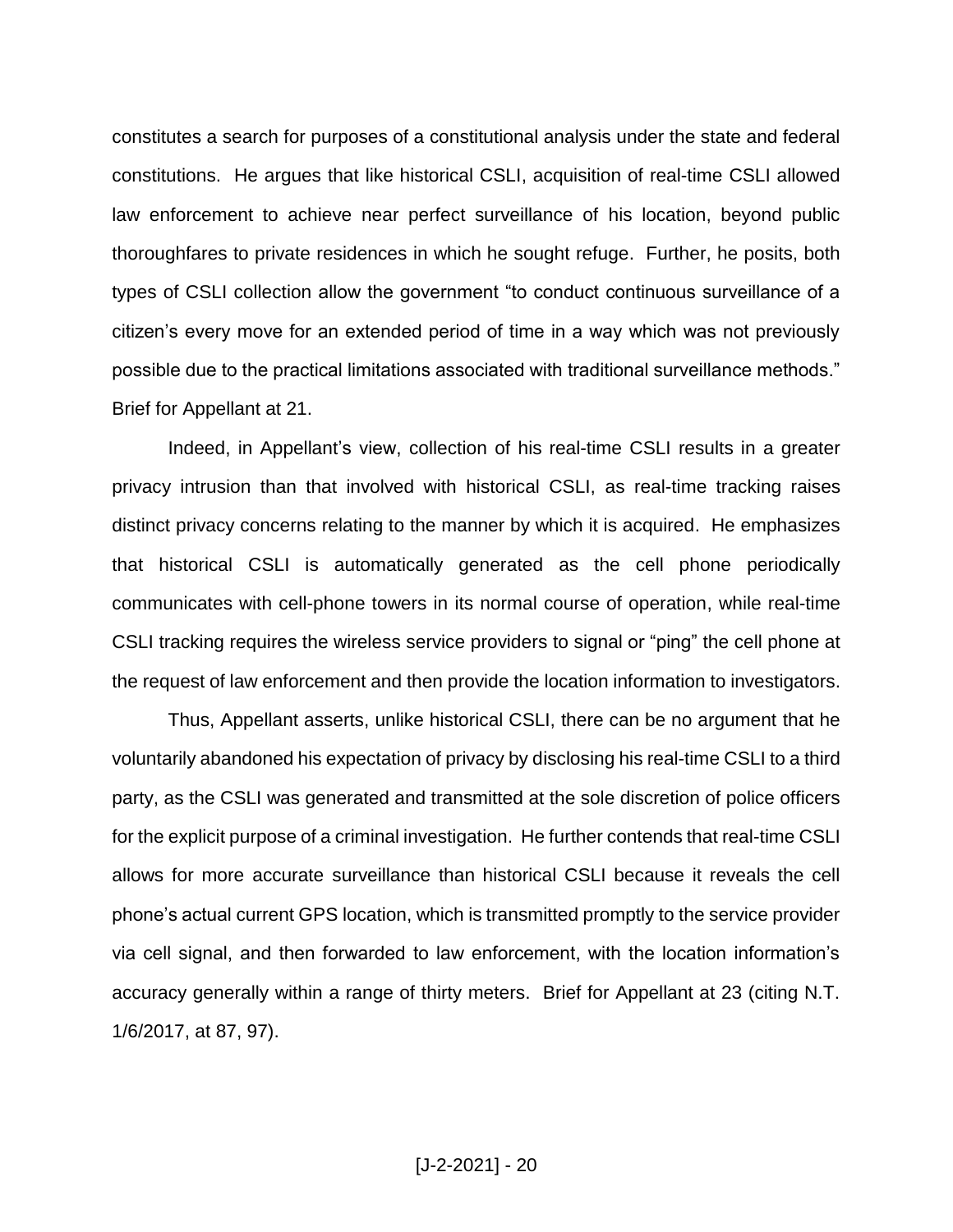constitutes a search for purposes of a constitutional analysis under the state and federal constitutions. He argues that like historical CSLI, acquisition of real-time CSLI allowed law enforcement to achieve near perfect surveillance of his location, beyond public thoroughfares to private residences in which he sought refuge. Further, he posits, both types of CSLI collection allow the government "to conduct continuous surveillance of a citizen's every move for an extended period of time in a way which was not previously possible due to the practical limitations associated with traditional surveillance methods." Brief for Appellant at 21.

Indeed, in Appellant's view, collection of his real-time CSLI results in a greater privacy intrusion than that involved with historical CSLI, as real-time tracking raises distinct privacy concerns relating to the manner by which it is acquired. He emphasizes that historical CSLI is automatically generated as the cell phone periodically communicates with cell-phone towers in its normal course of operation, while real-time CSLI tracking requires the wireless service providers to signal or "ping" the cell phone at the request of law enforcement and then provide the location information to investigators.

Thus, Appellant asserts, unlike historical CSLI, there can be no argument that he voluntarily abandoned his expectation of privacy by disclosing his real-time CSLI to a third party, as the CSLI was generated and transmitted at the sole discretion of police officers for the explicit purpose of a criminal investigation. He further contends that real-time CSLI allows for more accurate surveillance than historical CSLI because it reveals the cell phone's actual current GPS location, which is transmitted promptly to the service provider via cell signal, and then forwarded to law enforcement, with the location information's accuracy generally within a range of thirty meters. Brief for Appellant at 23 (citing N.T. 1/6/2017, at 87, 97).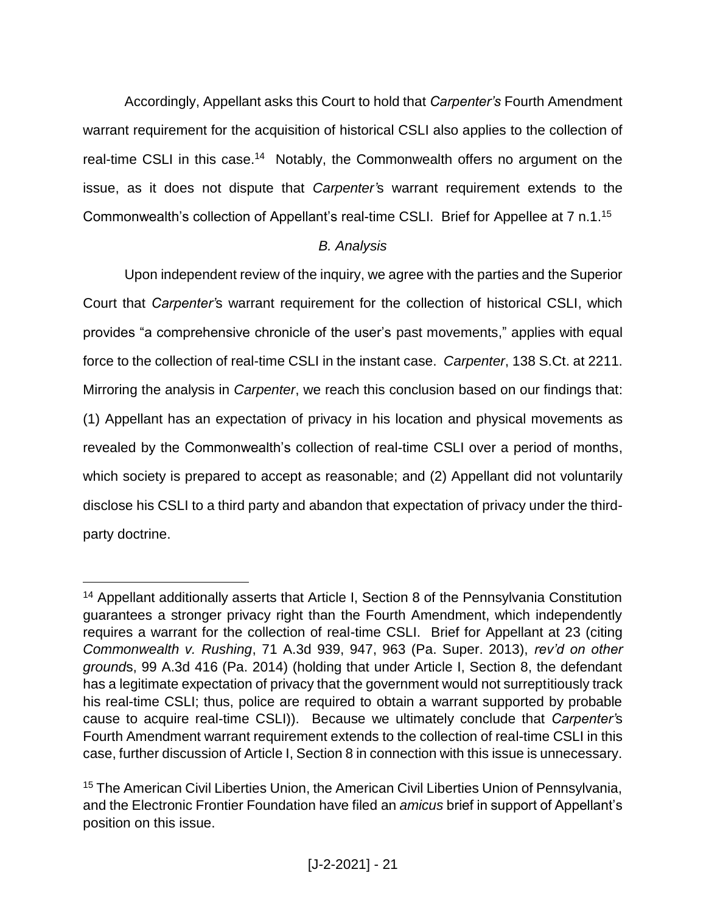Accordingly, Appellant asks this Court to hold that *Carpenter's* Fourth Amendment warrant requirement for the acquisition of historical CSLI also applies to the collection of real-time CSLI in this case.[14] Notably, the Commonwealth offers no argument on the issue, as it does not dispute that *Carpenter'*s warrant requirement extends to the Commonwealth's collection of Appellant's real-time CSLI. Brief for Appellee at 7 n.1.[15]

*B. Analysis*

Upon independent review of the inquiry, we agree with the parties and the Superior Court that *Carpenter'*s warrant requirement for the collection of historical CSLI, which provides "a comprehensive chronicle of the user's past movements," applies with equal force to the collection of real-time CSLI in the instant case. *Carpenter*, 138 S.Ct. at 2211. Mirroring the analysis in *Carpenter*, we reach this conclusion based on our findings that: (1) Appellant has an expectation of privacy in his location and physical movements as revealed by the Commonwealth's collection of real-time CSLI over a period of months, which society is prepared to accept as reasonable; and (2) Appellant did not voluntarily disclose his CSLI to a third party and abandon that expectation of privacy under the third-party doctrine.

---

[14] Appellant additionally asserts that Article I, Section 8 of the Pennsylvania Constitution guarantees a stronger privacy right than the Fourth Amendment, which independently requires a warrant for the collection of real-time CSLI. Brief for Appellant at 23 (citing *Commonwealth v. Rushing*, 71 A.3d 939, 947, 963 (Pa. Super. 2013), *rev'd on other grounds*, 99 A.3d 416 (Pa. 2014) (holding that under Article I, Section 8, the defendant has a legitimate expectation of privacy that the government would not surreptitiously track his real-time CSLI; thus, police are required to obtain a warrant supported by probable cause to acquire real-time CSLI)). Because we ultimately conclude that *Carpenter'*s Fourth Amendment warrant requirement extends to the collection of real-time CSLI in this case, further discussion of Article I, Section 8 in connection with this issue is unnecessary.

[15] The American Civil Liberties Union, the American Civil Liberties Union of Pennsylvania, and the Electronic Frontier Foundation have filed an *amicus* brief in support of Appellant's position on this issue.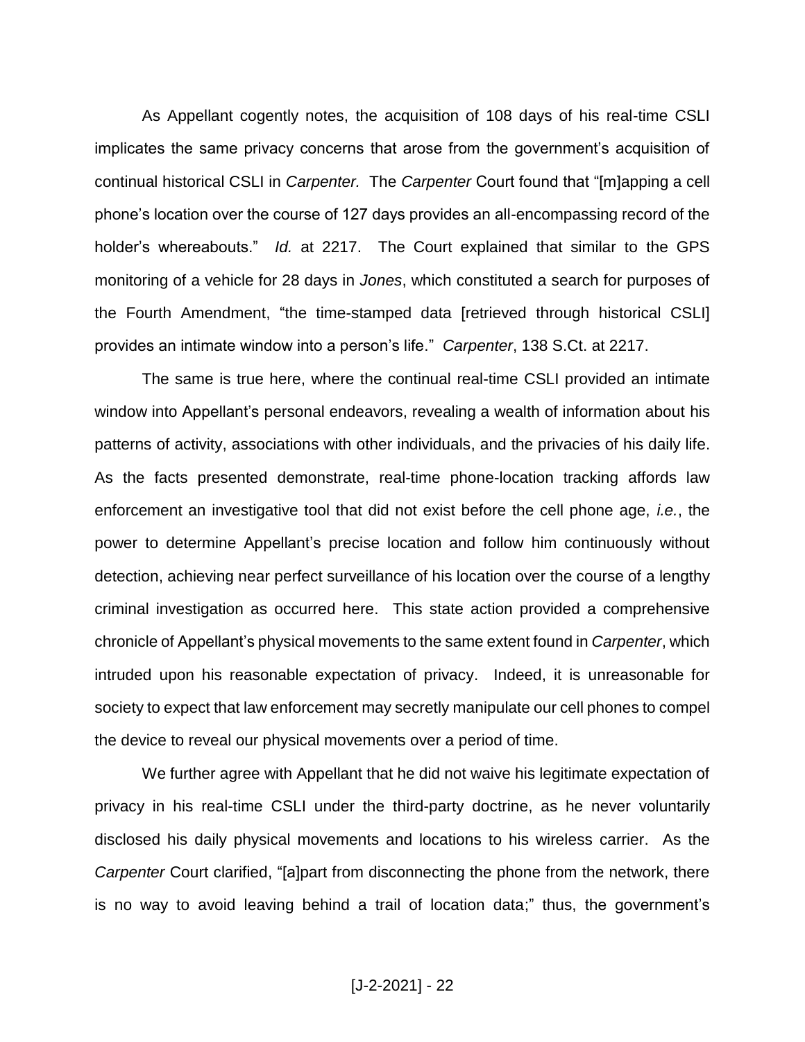As Appellant cogently notes, the acquisition of 108 days of his real-time CSLI implicates the same privacy concerns that arose from the government's acquisition of continual historical CSLI in *Carpenter.* The *Carpenter* Court found that "[m]apping a cell phone's location over the course of 127 days provides an all-encompassing record of the holder's whereabouts." *Id.* at 2217. The Court explained that similar to the GPS monitoring of a vehicle for 28 days in *Jones*, which constituted a search for purposes of the Fourth Amendment, "the time-stamped data [retrieved through historical CSLI] provides an intimate window into a person's life." *Carpenter*, 138 S.Ct. at 2217.

The same is true here, where the continual real-time CSLI provided an intimate window into Appellant's personal endeavors, revealing a wealth of information about his patterns of activity, associations with other individuals, and the privacies of his daily life. As the facts presented demonstrate, real-time phone-location tracking affords law enforcement an investigative tool that did not exist before the cell phone age, *i.e.*, the power to determine Appellant's precise location and follow him continuously without detection, achieving near perfect surveillance of his location over the course of a lengthy criminal investigation as occurred here. This state action provided a comprehensive chronicle of Appellant's physical movements to the same extent found in *Carpenter*, which intruded upon his reasonable expectation of privacy. Indeed, it is unreasonable for society to expect that law enforcement may secretly manipulate our cell phones to compel the device to reveal our physical movements over a period of time.

We further agree with Appellant that he did not waive his legitimate expectation of privacy in his real-time CSLI under the third-party doctrine, as he never voluntarily disclosed his daily physical movements and locations to his wireless carrier. As the *Carpenter* Court clarified, "[a]part from disconnecting the phone from the network, there is no way to avoid leaving behind a trail of location data;" thus, the government's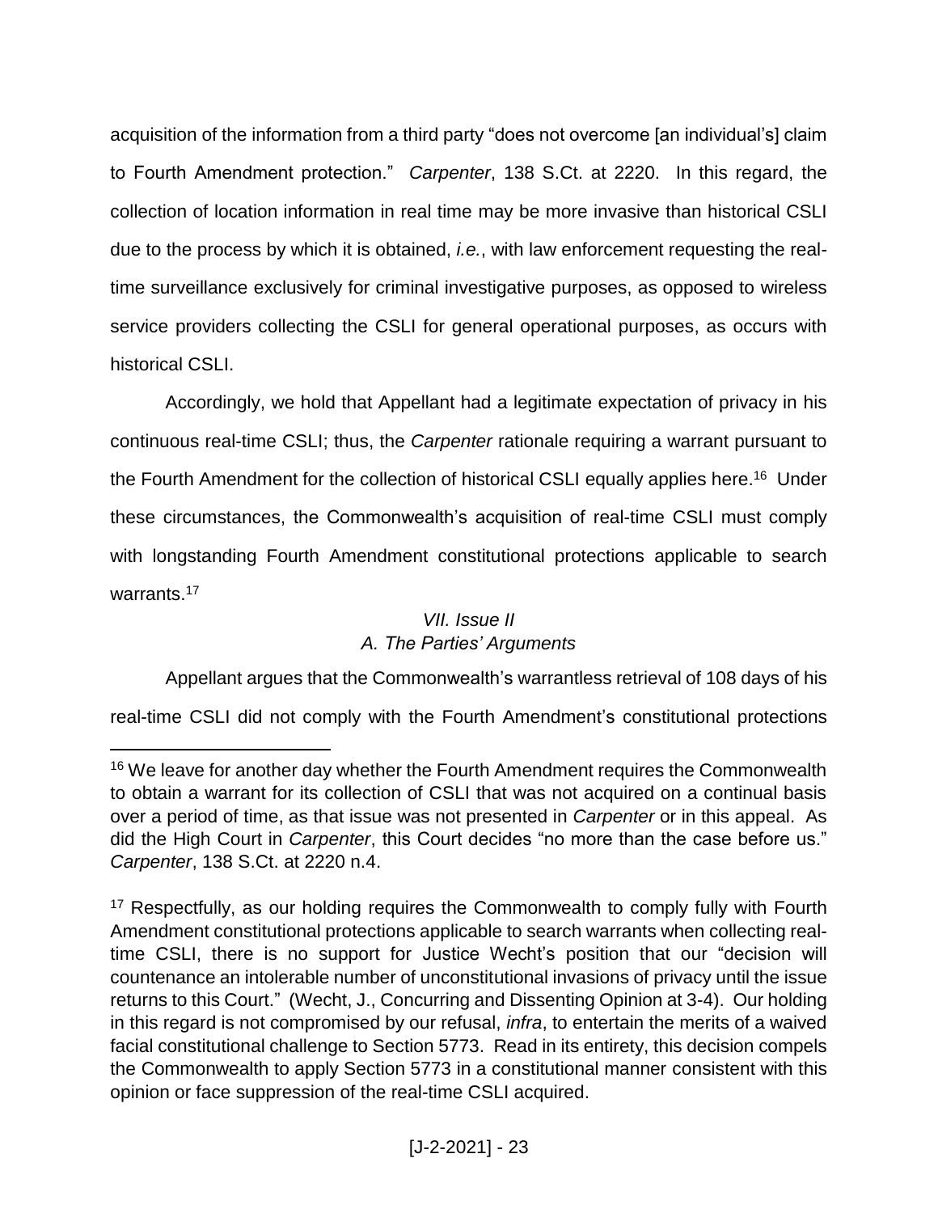acquisition of the information from a third party "does not overcome [an individual's] claim to Fourth Amendment protection." *Carpenter*, 138 S.Ct. at 2220. In this regard, the collection of location information in real time may be more invasive than historical CSLI due to the process by which it is obtained, *i.e.*, with law enforcement requesting the real-time surveillance exclusively for criminal investigative purposes, as opposed to wireless service providers collecting the CSLI for general operational purposes, as occurs with historical CSLI.

Accordingly, we hold that Appellant had a legitimate expectation of privacy in his continuous real-time CSLI; thus, the *Carpenter* rationale requiring a warrant pursuant to the Fourth Amendment for the collection of historical CSLI equally applies here.[16] Under these circumstances, the Commonwealth's acquisition of real-time CSLI must comply with longstanding Fourth Amendment constitutional protections applicable to search warrants.[17]

### *VII. Issue II*

#### *A. The Parties' Arguments*

Appellant argues that the Commonwealth's warrantless retrieval of 108 days of his real-time CSLI did not comply with the Fourth Amendment's constitutional protections

---

[16] We leave for another day whether the Fourth Amendment requires the Commonwealth to obtain a warrant for its collection of CSLI that was not acquired on a continual basis over a period of time, as that issue was not presented in *Carpenter* or in this appeal. As did the High Court in *Carpenter*, this Court decides "no more than the case before us." *Carpenter*, 138 S.Ct. at 2220 n.4.

[17] Respectfully, as our holding requires the Commonwealth to comply fully with Fourth Amendment constitutional protections applicable to search warrants when collecting real-time CSLI, there is no support for Justice Wecht's position that our "decision will countenance an intolerable number of unconstitutional invasions of privacy until the issue returns to this Court." (Wecht, J., Concurring and Dissenting Opinion at 3-4). Our holding in this regard is not compromised by our refusal, *infra*, to entertain the merits of a waived facial constitutional challenge to Section 5773. Read in its entirety, this decision compels the Commonwealth to apply Section 5773 in a constitutional manner consistent with this opinion or face suppression of the real-time CSLI acquired.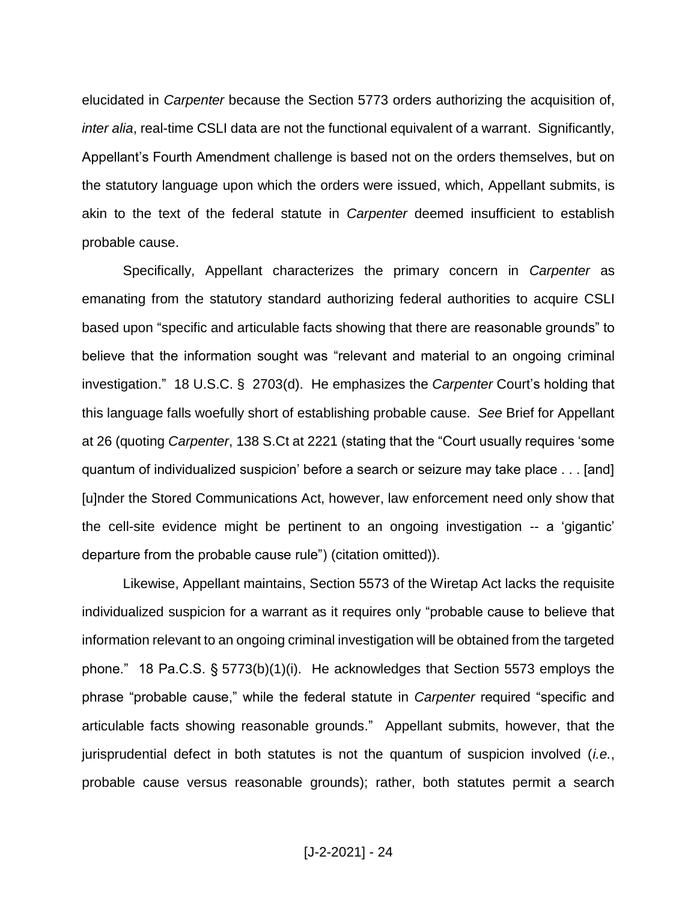elucidated in *Carpenter* because the Section 5773 orders authorizing the acquisition of, *inter alia*, real-time CSLI data are not the functional equivalent of a warrant. Significantly, Appellant's Fourth Amendment challenge is based not on the orders themselves, but on the statutory language upon which the orders were issued, which, Appellant submits, is akin to the text of the federal statute in *Carpenter* deemed insufficient to establish probable cause.

Specifically, Appellant characterizes the primary concern in *Carpenter* as emanating from the statutory standard authorizing federal authorities to acquire CSLI based upon "specific and articulable facts showing that there are reasonable grounds" to believe that the information sought was "relevant and material to an ongoing criminal investigation." 18 U.S.C. § 2703(d). He emphasizes the *Carpenter* Court's holding that this language falls woefully short of establishing probable cause. *See* Brief for Appellant at 26 (quoting *Carpenter*, 138 S.Ct at 2221 (stating that the "Court usually requires 'some quantum of individualized suspicion' before a search or seizure may take place . . . [and] [u]nder the Stored Communications Act, however, law enforcement need only show that the cell-site evidence might be pertinent to an ongoing investigation -- a 'gigantic' departure from the probable cause rule") (citation omitted)).

Likewise, Appellant maintains, Section 5573 of the Wiretap Act lacks the requisite individualized suspicion for a warrant as it requires only "probable cause to believe that information relevant to an ongoing criminal investigation will be obtained from the targeted phone." 18 Pa.C.S. § 5773(b)(1)(i). He acknowledges that Section 5573 employs the phrase "probable cause," while the federal statute in *Carpenter* required "specific and articulable facts showing reasonable grounds." Appellant submits, however, that the jurisprudential defect in both statutes is not the quantum of suspicion involved (*i.e.*, probable cause versus reasonable grounds); rather, both statutes permit a search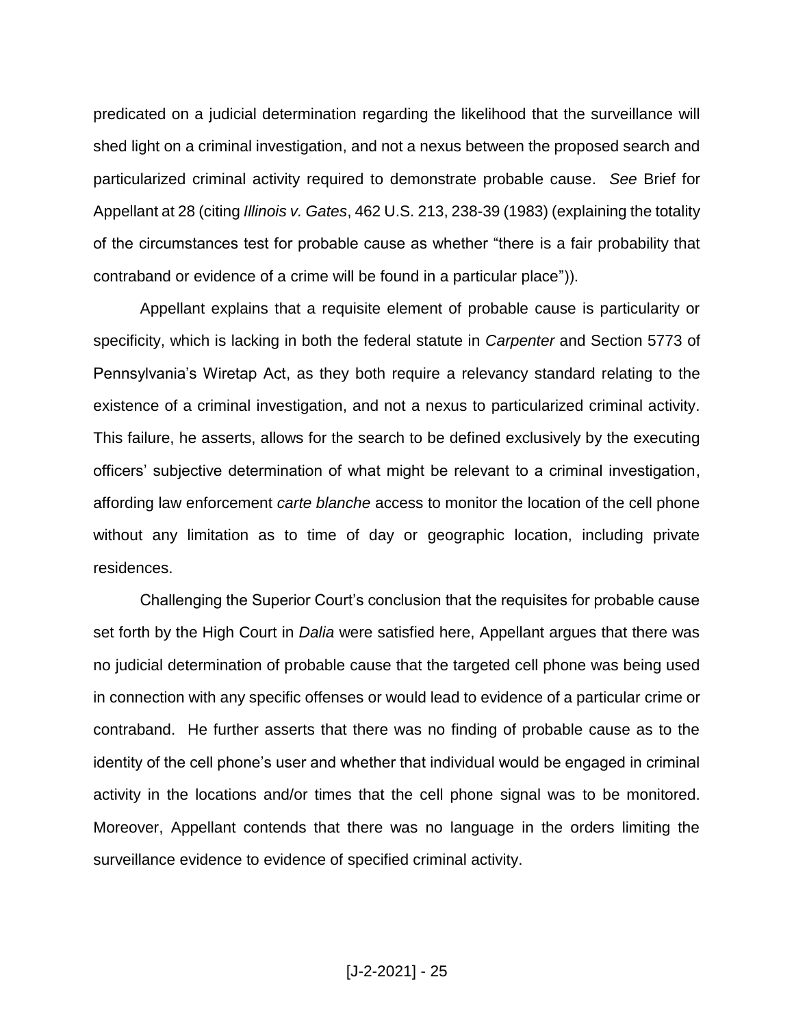predicated on a judicial determination regarding the likelihood that the surveillance will shed light on a criminal investigation, and not a nexus between the proposed search and particularized criminal activity required to demonstrate probable cause. *See* Brief for Appellant at 28 (citing *Illinois v. Gates*, 462 U.S. 213, 238-39 (1983) (explaining the totality of the circumstances test for probable cause as whether "there is a fair probability that contraband or evidence of a crime will be found in a particular place")).

Appellant explains that a requisite element of probable cause is particularity or specificity, which is lacking in both the federal statute in *Carpenter* and Section 5773 of Pennsylvania's Wiretap Act, as they both require a relevancy standard relating to the existence of a criminal investigation, and not a nexus to particularized criminal activity. This failure, he asserts, allows for the search to be defined exclusively by the executing officers' subjective determination of what might be relevant to a criminal investigation, affording law enforcement *carte blanche* access to monitor the location of the cell phone without any limitation as to time of day or geographic location, including private residences.

Challenging the Superior Court's conclusion that the requisites for probable cause set forth by the High Court in *Dalia* were satisfied here, Appellant argues that there was no judicial determination of probable cause that the targeted cell phone was being used in connection with any specific offenses or would lead to evidence of a particular crime or contraband. He further asserts that there was no finding of probable cause as to the identity of the cell phone's user and whether that individual would be engaged in criminal activity in the locations and/or times that the cell phone signal was to be monitored. Moreover, Appellant contends that there was no language in the orders limiting the surveillance evidence to evidence of specified criminal activity.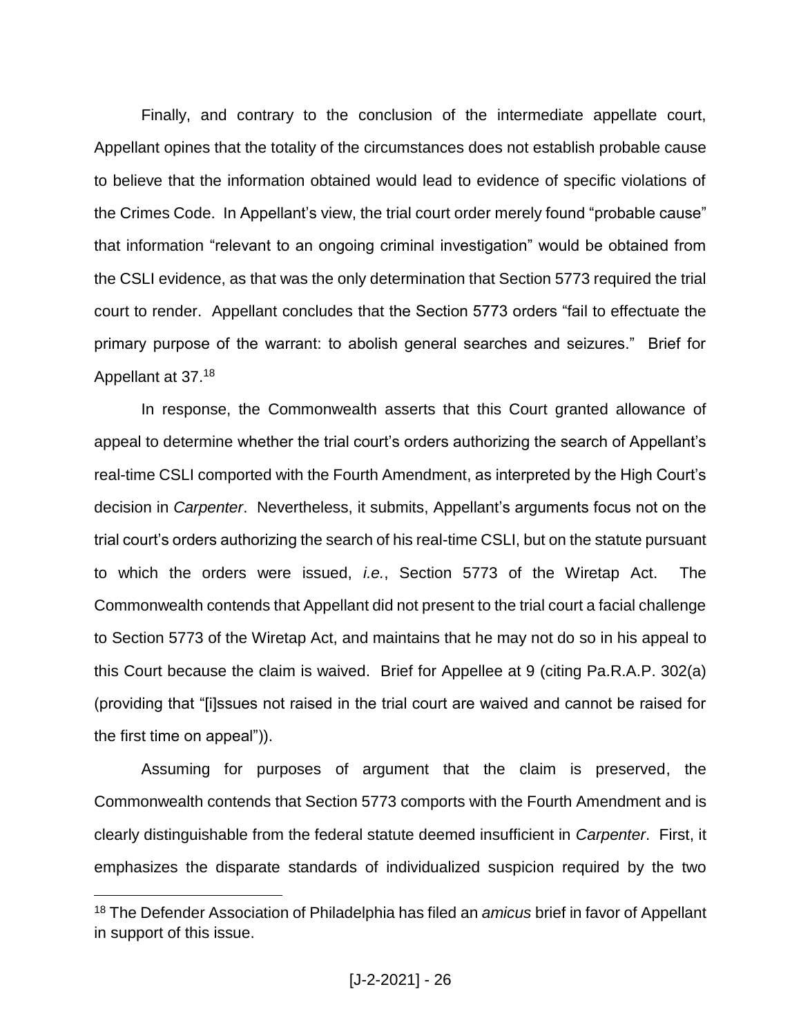Finally, and contrary to the conclusion of the intermediate appellate court, Appellant opines that the totality of the circumstances does not establish probable cause to believe that the information obtained would lead to evidence of specific violations of the Crimes Code. In Appellant's view, the trial court order merely found "probable cause" that information "relevant to an ongoing criminal investigation" would be obtained from the CSLI evidence, as that was the only determination that Section 5773 required the trial court to render. Appellant concludes that the Section 5773 orders "fail to effectuate the primary purpose of the warrant: to abolish general searches and seizures." Brief for Appellant at 37.[18]

In response, the Commonwealth asserts that this Court granted allowance of appeal to determine whether the trial court's orders authorizing the search of Appellant's real-time CSLI comported with the Fourth Amendment, as interpreted by the High Court's decision in *Carpenter*. Nevertheless, it submits, Appellant's arguments focus not on the trial court's orders authorizing the search of his real-time CSLI, but on the statute pursuant to which the orders were issued, *i.e.*, Section 5773 of the Wiretap Act. The Commonwealth contends that Appellant did not present to the trial court a facial challenge to Section 5773 of the Wiretap Act, and maintains that he may not do so in his appeal to this Court because the claim is waived. Brief for Appellee at 9 (citing Pa.R.A.P. 302(a) (providing that "[i]ssues not raised in the trial court are waived and cannot be raised for the first time on appeal")).

Assuming for purposes of argument that the claim is preserved, the Commonwealth contends that Section 5773 comports with the Fourth Amendment and is clearly distinguishable from the federal statute deemed insufficient in *Carpenter*. First, it emphasizes the disparate standards of individualized suspicion required by the two

---

[18] The Defender Association of Philadelphia has filed an *amicus* brief in favor of Appellant in support of this issue.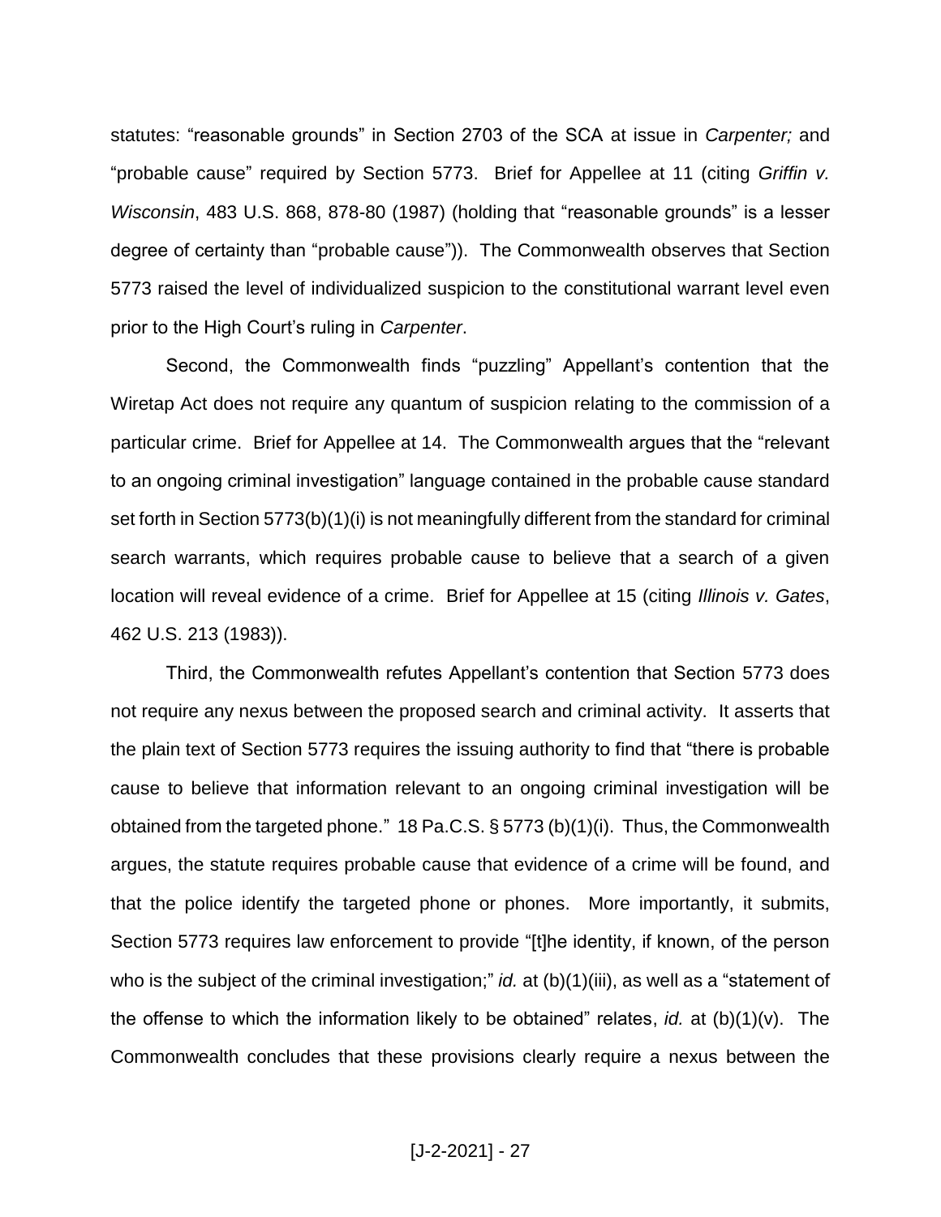statutes: "reasonable grounds" in Section 2703 of the SCA at issue in *Carpenter;* and "probable cause" required by Section 5773. Brief for Appellee at 11 (citing *Griffin v. Wisconsin*, 483 U.S. 868, 878-80 (1987) (holding that "reasonable grounds" is a lesser degree of certainty than "probable cause")). The Commonwealth observes that Section 5773 raised the level of individualized suspicion to the constitutional warrant level even prior to the High Court's ruling in *Carpenter*.

Second, the Commonwealth finds "puzzling" Appellant's contention that the Wiretap Act does not require any quantum of suspicion relating to the commission of a particular crime. Brief for Appellee at 14. The Commonwealth argues that the "relevant to an ongoing criminal investigation" language contained in the probable cause standard set forth in Section 5773(b)(1)(i) is not meaningfully different from the standard for criminal search warrants, which requires probable cause to believe that a search of a given location will reveal evidence of a crime. Brief for Appellee at 15 (citing *Illinois v. Gates*, 462 U.S. 213 (1983)).

Third, the Commonwealth refutes Appellant's contention that Section 5773 does not require any nexus between the proposed search and criminal activity. It asserts that the plain text of Section 5773 requires the issuing authority to find that "there is probable cause to believe that information relevant to an ongoing criminal investigation will be obtained from the targeted phone." 18 Pa.C.S. § 5773 (b)(1)(i). Thus, the Commonwealth argues, the statute requires probable cause that evidence of a crime will be found, and that the police identify the targeted phone or phones. More importantly, it submits, Section 5773 requires law enforcement to provide "[t]he identity, if known, of the person who is the subject of the criminal investigation;" *id.* at (b)(1)(iii), as well as a "statement of the offense to which the information likely to be obtained" relates, *id.* at (b)(1)(v). The Commonwealth concludes that these provisions clearly require a nexus between the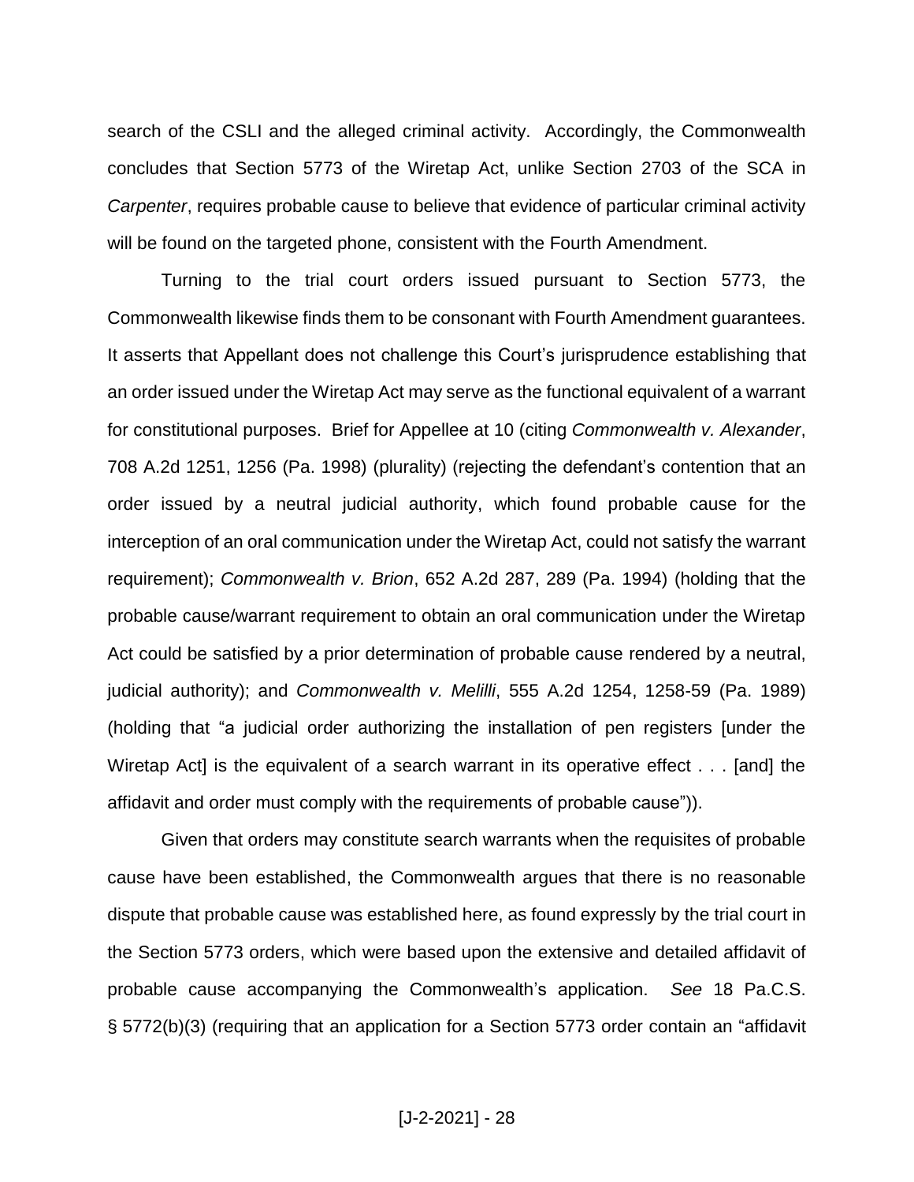search of the CSLI and the alleged criminal activity. Accordingly, the Commonwealth concludes that Section 5773 of the Wiretap Act, unlike Section 2703 of the SCA in *Carpenter*, requires probable cause to believe that evidence of particular criminal activity will be found on the targeted phone, consistent with the Fourth Amendment.

Turning to the trial court orders issued pursuant to Section 5773, the Commonwealth likewise finds them to be consonant with Fourth Amendment guarantees. It asserts that Appellant does not challenge this Court's jurisprudence establishing that an order issued under the Wiretap Act may serve as the functional equivalent of a warrant for constitutional purposes. Brief for Appellee at 10 (citing *Commonwealth v. Alexander*, 708 A.2d 1251, 1256 (Pa. 1998) (plurality) (rejecting the defendant's contention that an order issued by a neutral judicial authority, which found probable cause for the interception of an oral communication under the Wiretap Act, could not satisfy the warrant requirement); *Commonwealth v. Brion*, 652 A.2d 287, 289 (Pa. 1994) (holding that the probable cause/warrant requirement to obtain an oral communication under the Wiretap Act could be satisfied by a prior determination of probable cause rendered by a neutral, judicial authority); and *Commonwealth v. Melilli*, 555 A.2d 1254, 1258-59 (Pa. 1989) (holding that "a judicial order authorizing the installation of pen registers [under the Wiretap Act] is the equivalent of a search warrant in its operative effect . . . [and] the affidavit and order must comply with the requirements of probable cause")).

Given that orders may constitute search warrants when the requisites of probable cause have been established, the Commonwealth argues that there is no reasonable dispute that probable cause was established here, as found expressly by the trial court in the Section 5773 orders, which were based upon the extensive and detailed affidavit of probable cause accompanying the Commonwealth's application. *See* 18 Pa.C.S. § 5772(b)(3) (requiring that an application for a Section 5773 order contain an "affidavit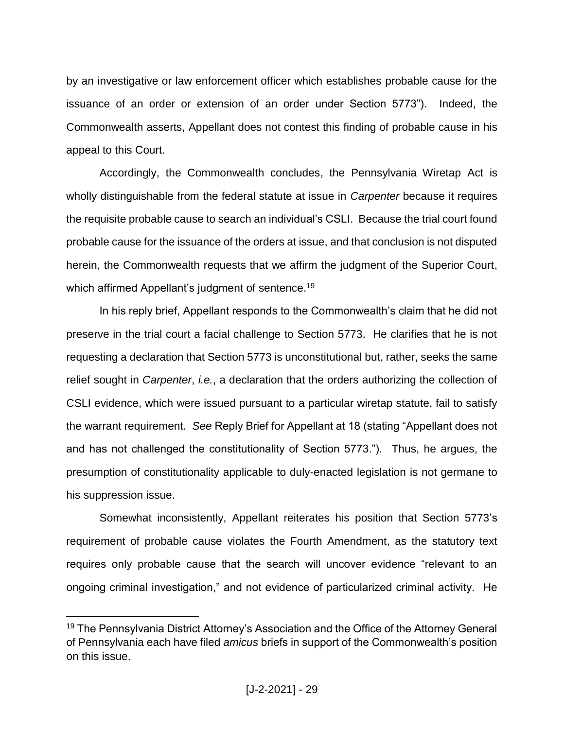by an investigative or law enforcement officer which establishes probable cause for the issuance of an order or extension of an order under Section 5773"). Indeed, the Commonwealth asserts, Appellant does not contest this finding of probable cause in his appeal to this Court.

Accordingly, the Commonwealth concludes, the Pennsylvania Wiretap Act is wholly distinguishable from the federal statute at issue in *Carpenter* because it requires the requisite probable cause to search an individual's CSLI. Because the trial court found probable cause for the issuance of the orders at issue, and that conclusion is not disputed herein, the Commonwealth requests that we affirm the judgment of the Superior Court, which affirmed Appellant's judgment of sentence.[19]

In his reply brief, Appellant responds to the Commonwealth's claim that he did not preserve in the trial court a facial challenge to Section 5773. He clarifies that he is not requesting a declaration that Section 5773 is unconstitutional but, rather, seeks the same relief sought in *Carpenter*, *i.e.*, a declaration that the orders authorizing the collection of CSLI evidence, which were issued pursuant to a particular wiretap statute, fail to satisfy the warrant requirement. *See* Reply Brief for Appellant at 18 (stating "Appellant does not and has not challenged the constitutionality of Section 5773."). Thus, he argues, the presumption of constitutionality applicable to duly-enacted legislation is not germane to his suppression issue.

Somewhat inconsistently, Appellant reiterates his position that Section 5773's requirement of probable cause violates the Fourth Amendment, as the statutory text requires only probable cause that the search will uncover evidence "relevant to an ongoing criminal investigation," and not evidence of particularized criminal activity. He

---

[19] The Pennsylvania District Attorney's Association and the Office of the Attorney General of Pennsylvania each have filed *amicus* briefs in support of the Commonwealth's position on this issue.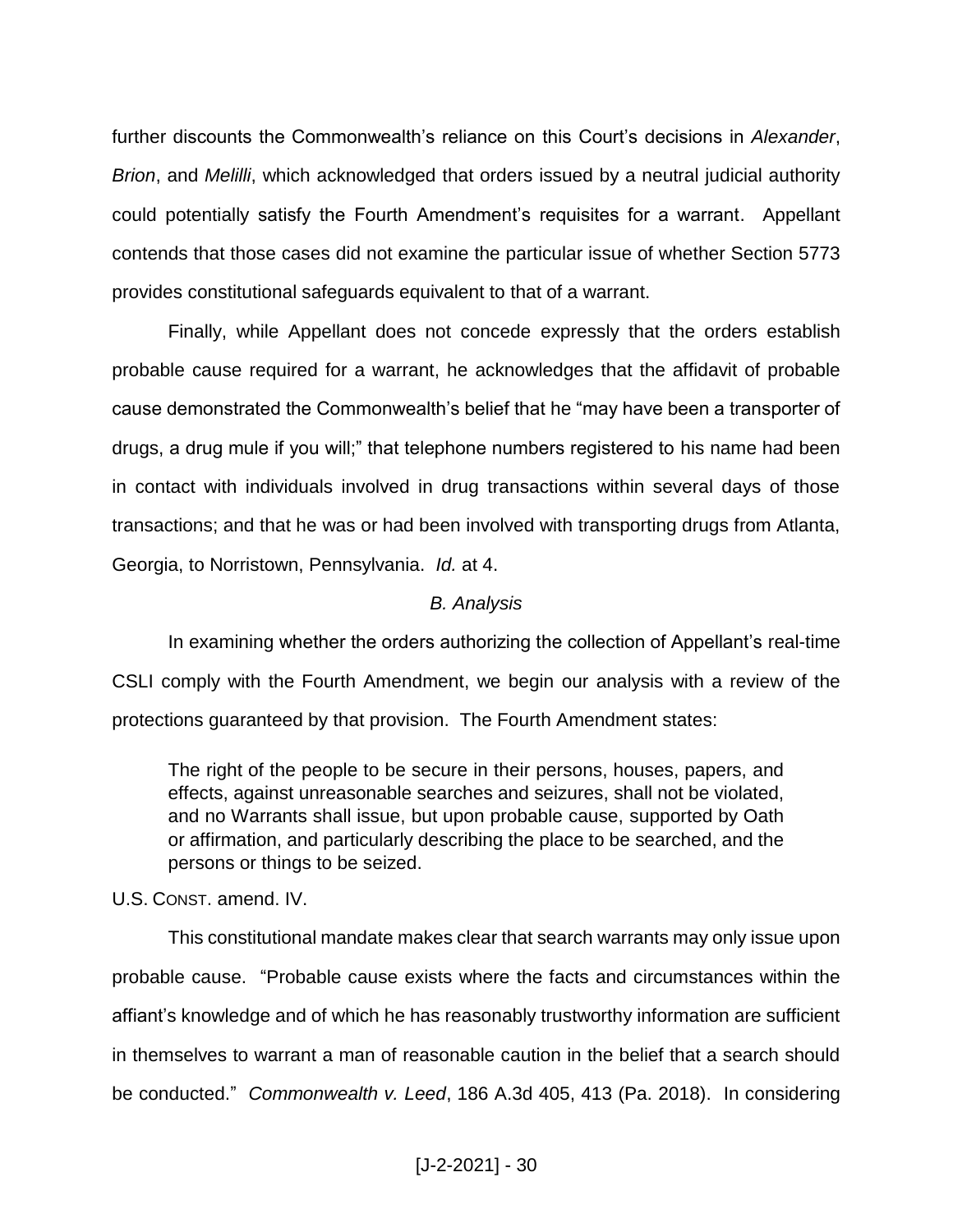further discounts the Commonwealth's reliance on this Court's decisions in *Alexander*, *Brion*, and *Melilli*, which acknowledged that orders issued by a neutral judicial authority could potentially satisfy the Fourth Amendment's requisites for a warrant. Appellant contends that those cases did not examine the particular issue of whether Section 5773 provides constitutional safeguards equivalent to that of a warrant.

Finally, while Appellant does not concede expressly that the orders establish probable cause required for a warrant, he acknowledges that the affidavit of probable cause demonstrated the Commonwealth's belief that he "may have been a transporter of drugs, a drug mule if you will;" that telephone numbers registered to his name had been in contact with individuals involved in drug transactions within several days of those transactions; and that he was or had been involved with transporting drugs from Atlanta, Georgia, to Norristown, Pennsylvania. *Id.* at 4.

### *B. Analysis*

In examining whether the orders authorizing the collection of Appellant's real-time CSLI comply with the Fourth Amendment, we begin our analysis with a review of the protections guaranteed by that provision. The Fourth Amendment states:

> The right of the people to be secure in their persons, houses, papers, and effects, against unreasonable searches and seizures, shall not be violated, and no Warrants shall issue, but upon probable cause, supported by Oath or affirmation, and particularly describing the place to be searched, and the persons or things to be seized.

U.S. CONST. amend. IV.

This constitutional mandate makes clear that search warrants may only issue upon probable cause. "Probable cause exists where the facts and circumstances within the affiant's knowledge and of which he has reasonably trustworthy information are sufficient in themselves to warrant a man of reasonable caution in the belief that a search should be conducted." *Commonwealth v. Leed*, 186 A.3d 405, 413 (Pa. 2018). In considering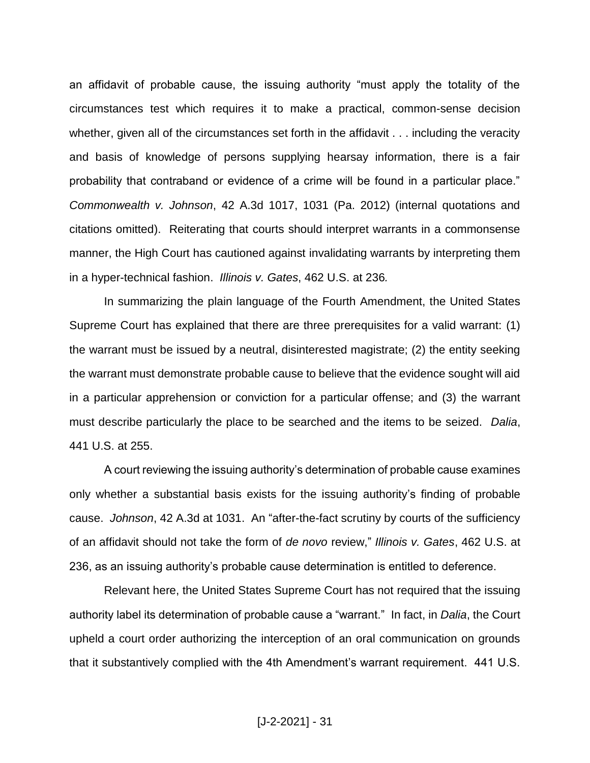an affidavit of probable cause, the issuing authority "must apply the totality of the circumstances test which requires it to make a practical, common-sense decision whether, given all of the circumstances set forth in the affidavit . . . including the veracity and basis of knowledge of persons supplying hearsay information, there is a fair probability that contraband or evidence of a crime will be found in a particular place." *Commonwealth v. Johnson*, 42 A.3d 1017, 1031 (Pa. 2012) (internal quotations and citations omitted). Reiterating that courts should interpret warrants in a commonsense manner, the High Court has cautioned against invalidating warrants by interpreting them in a hyper-technical fashion. *Illinois v. Gates*, 462 U.S. at 236*.*

In summarizing the plain language of the Fourth Amendment, the United States Supreme Court has explained that there are three prerequisites for a valid warrant: (1) the warrant must be issued by a neutral, disinterested magistrate; (2) the entity seeking the warrant must demonstrate probable cause to believe that the evidence sought will aid in a particular apprehension or conviction for a particular offense; and (3) the warrant must describe particularly the place to be searched and the items to be seized. *Dalia*, 441 U.S. at 255.

A court reviewing the issuing authority's determination of probable cause examines only whether a substantial basis exists for the issuing authority's finding of probable cause. *Johnson*, 42 A.3d at 1031. An "after-the-fact scrutiny by courts of the sufficiency of an affidavit should not take the form of *de novo* review," *Illinois v. Gates*, 462 U.S. at 236, as an issuing authority's probable cause determination is entitled to deference.

Relevant here, the United States Supreme Court has not required that the issuing authority label its determination of probable cause a "warrant." In fact, in *Dalia*, the Court upheld a court order authorizing the interception of an oral communication on grounds that it substantively complied with the 4th Amendment's warrant requirement. 441 U.S.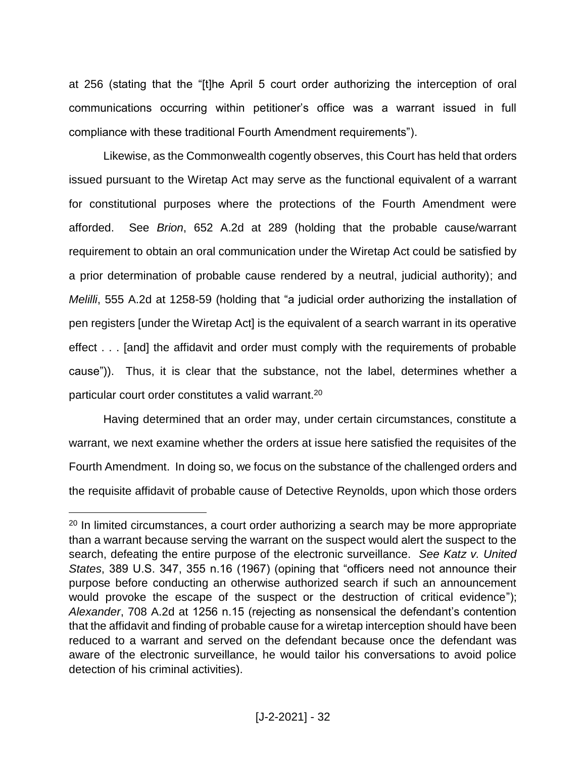at 256 (stating that the "[t]he April 5 court order authorizing the interception of oral communications occurring within petitioner's office was a warrant issued in full compliance with these traditional Fourth Amendment requirements").

Likewise, as the Commonwealth cogently observes, this Court has held that orders issued pursuant to the Wiretap Act may serve as the functional equivalent of a warrant for constitutional purposes where the protections of the Fourth Amendment were afforded. See *Brion*, 652 A.2d at 289 (holding that the probable cause/warrant requirement to obtain an oral communication under the Wiretap Act could be satisfied by a prior determination of probable cause rendered by a neutral, judicial authority); and *Melilli*, 555 A.2d at 1258-59 (holding that "a judicial order authorizing the installation of pen registers [under the Wiretap Act] is the equivalent of a search warrant in its operative effect . . . [and] the affidavit and order must comply with the requirements of probable cause")). Thus, it is clear that the substance, not the label, determines whether a particular court order constitutes a valid warrant.[20]

Having determined that an order may, under certain circumstances, constitute a warrant, we next examine whether the orders at issue here satisfied the requisites of the Fourth Amendment. In doing so, we focus on the substance of the challenged orders and the requisite affidavit of probable cause of Detective Reynolds, upon which those orders

---

[20] In limited circumstances, a court order authorizing a search may be more appropriate than a warrant because serving the warrant on the suspect would alert the suspect to the search, defeating the entire purpose of the electronic surveillance. *See Katz v. United States*, 389 U.S. 347, 355 n.16 (1967) (opining that "officers need not announce their purpose before conducting an otherwise authorized search if such an announcement would provoke the escape of the suspect or the destruction of critical evidence"); *Alexander*, 708 A.2d at 1256 n.15 (rejecting as nonsensical the defendant's contention that the affidavit and finding of probable cause for a wiretap interception should have been reduced to a warrant and served on the defendant because once the defendant was aware of the electronic surveillance, he would tailor his conversations to avoid police detection of his criminal activities).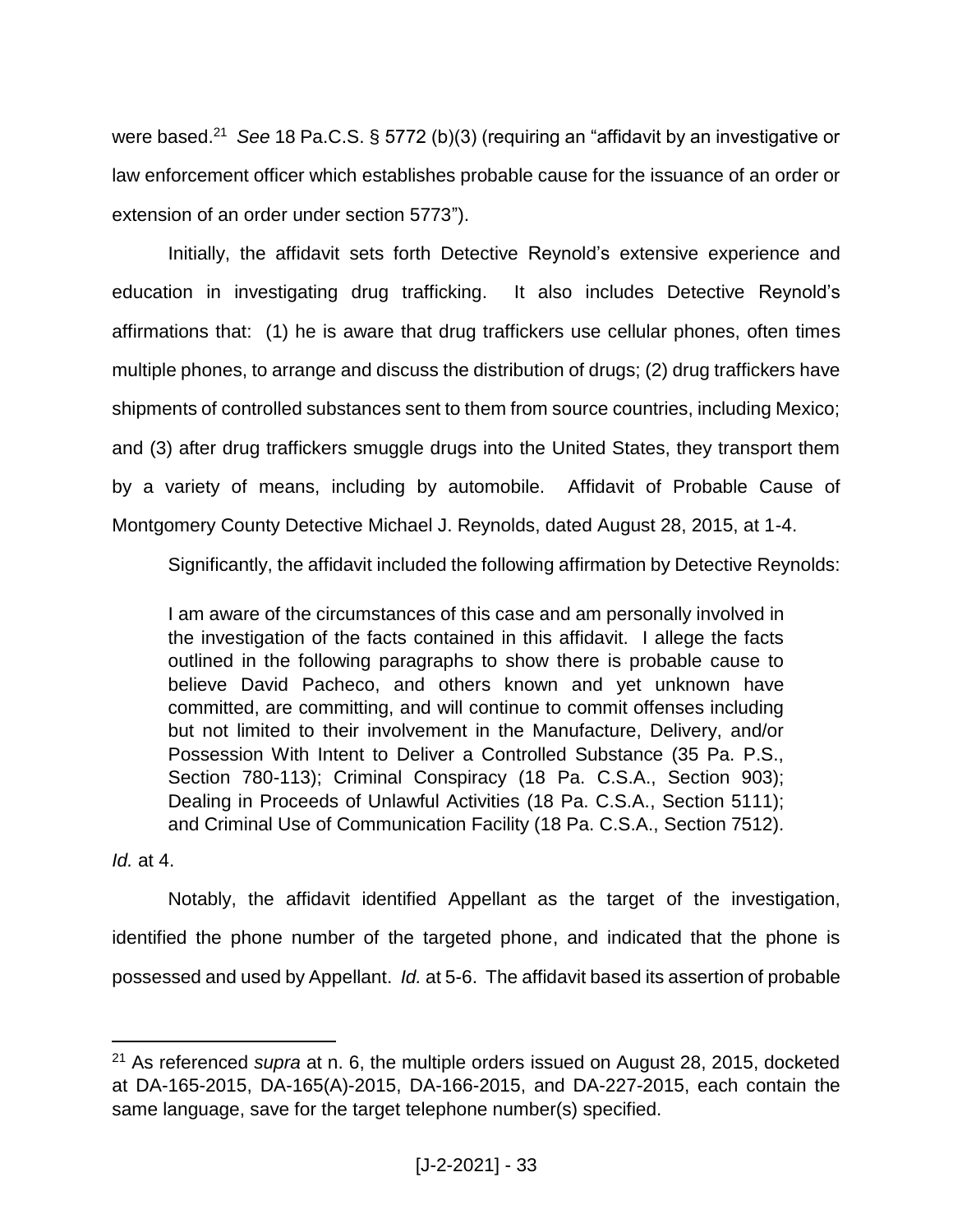were based.[21] *See* 18 Pa.C.S. § 5772 (b)(3) (requiring an "affidavit by an investigative or law enforcement officer which establishes probable cause for the issuance of an order or extension of an order under section 5773").

Initially, the affidavit sets forth Detective Reynold's extensive experience and education in investigating drug trafficking. It also includes Detective Reynold's affirmations that: (1) he is aware that drug traffickers use cellular phones, often times multiple phones, to arrange and discuss the distribution of drugs; (2) drug traffickers have shipments of controlled substances sent to them from source countries, including Mexico; and (3) after drug traffickers smuggle drugs into the United States, they transport them by a variety of means, including by automobile. Affidavit of Probable Cause of Montgomery County Detective Michael J. Reynolds, dated August 28, 2015, at 1-4.

Significantly, the affidavit included the following affirmation by Detective Reynolds:

> I am aware of the circumstances of this case and am personally involved in the investigation of the facts contained in this affidavit. I allege the facts outlined in the following paragraphs to show there is probable cause to believe David Pacheco, and others known and yet unknown have committed, are committing, and will continue to commit offenses including but not limited to their involvement in the Manufacture, Delivery, and/or Possession With Intent to Deliver a Controlled Substance (35 Pa. P.S., Section 780-113); Criminal Conspiracy (18 Pa. C.S.A., Section 903); Dealing in Proceeds of Unlawful Activities (18 Pa. C.S.A., Section 5111); and Criminal Use of Communication Facility (18 Pa. C.S.A., Section 7512).

*Id.* at 4.

Notably, the affidavit identified Appellant as the target of the investigation, identified the phone number of the targeted phone, and indicated that the phone is possessed and used by Appellant. *Id.* at 5-6. The affidavit based its assertion of probable

---

[21] As referenced *supra* at n. 6, the multiple orders issued on August 28, 2015, docketed at DA-165-2015, DA-165(A)-2015, DA-166-2015, and DA-227-2015, each contain the same language, save for the target telephone number(s) specified.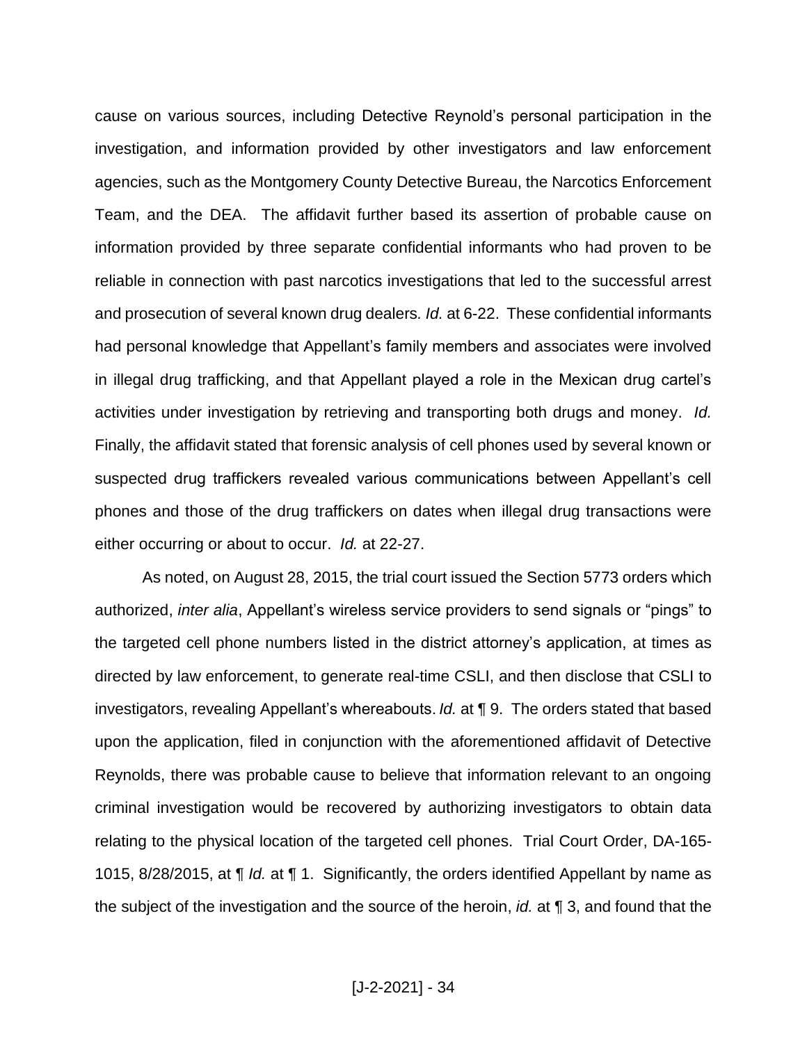cause on various sources, including Detective Reynold's personal participation in the investigation, and information provided by other investigators and law enforcement agencies, such as the Montgomery County Detective Bureau, the Narcotics Enforcement Team, and the DEA. The affidavit further based its assertion of probable cause on information provided by three separate confidential informants who had proven to be reliable in connection with past narcotics investigations that led to the successful arrest and prosecution of several known drug dealers*. Id.* at 6-22. These confidential informants had personal knowledge that Appellant's family members and associates were involved in illegal drug trafficking, and that Appellant played a role in the Mexican drug cartel's activities under investigation by retrieving and transporting both drugs and money. *Id.* Finally, the affidavit stated that forensic analysis of cell phones used by several known or suspected drug traffickers revealed various communications between Appellant's cell phones and those of the drug traffickers on dates when illegal drug transactions were either occurring or about to occur. *Id.* at 22-27.

As noted, on August 28, 2015, the trial court issued the Section 5773 orders which authorized, *inter alia*, Appellant's wireless service providers to send signals or "pings" to the targeted cell phone numbers listed in the district attorney's application, at times as directed by law enforcement, to generate real-time CSLI, and then disclose that CSLI to investigators, revealing Appellant's whereabouts. *Id.* at ¶ 9. The orders stated that based upon the application, filed in conjunction with the aforementioned affidavit of Detective Reynolds, there was probable cause to believe that information relevant to an ongoing criminal investigation would be recovered by authorizing investigators to obtain data relating to the physical location of the targeted cell phones. Trial Court Order, DA-165-1015, 8/28/2015, at ¶ *Id.* at ¶ 1. Significantly, the orders identified Appellant by name as the subject of the investigation and the source of the heroin, *id.* at ¶ 3, and found that the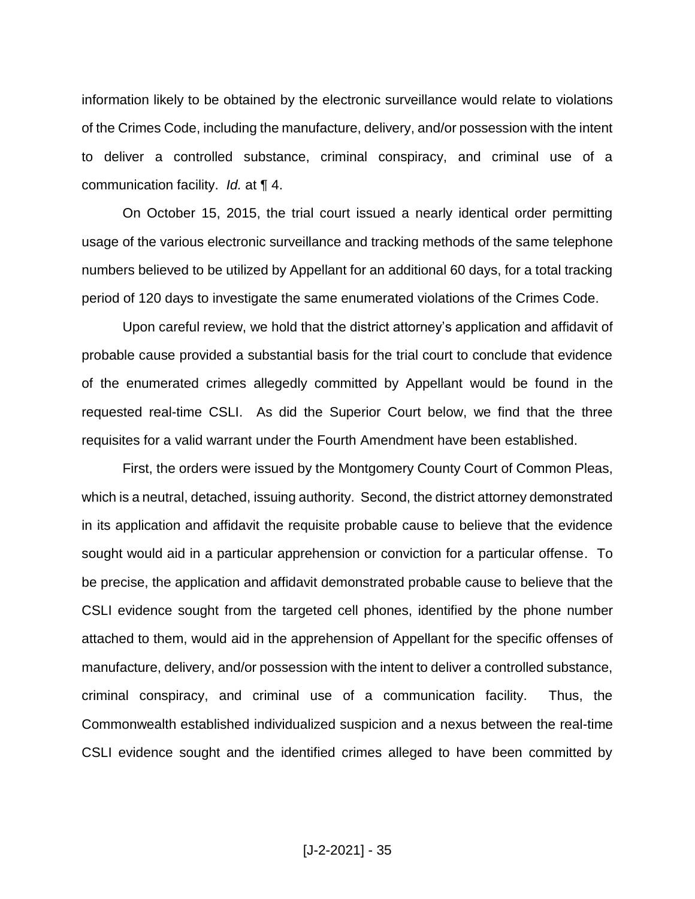information likely to be obtained by the electronic surveillance would relate to violations of the Crimes Code, including the manufacture, delivery, and/or possession with the intent to deliver a controlled substance, criminal conspiracy, and criminal use of a communication facility. *Id.* at ¶ 4.

On October 15, 2015, the trial court issued a nearly identical order permitting usage of the various electronic surveillance and tracking methods of the same telephone numbers believed to be utilized by Appellant for an additional 60 days, for a total tracking period of 120 days to investigate the same enumerated violations of the Crimes Code.

Upon careful review, we hold that the district attorney's application and affidavit of probable cause provided a substantial basis for the trial court to conclude that evidence of the enumerated crimes allegedly committed by Appellant would be found in the requested real-time CSLI. As did the Superior Court below, we find that the three requisites for a valid warrant under the Fourth Amendment have been established.

First, the orders were issued by the Montgomery County Court of Common Pleas, which is a neutral, detached, issuing authority. Second, the district attorney demonstrated in its application and affidavit the requisite probable cause to believe that the evidence sought would aid in a particular apprehension or conviction for a particular offense. To be precise, the application and affidavit demonstrated probable cause to believe that the CSLI evidence sought from the targeted cell phones, identified by the phone number attached to them, would aid in the apprehension of Appellant for the specific offenses of manufacture, delivery, and/or possession with the intent to deliver a controlled substance, criminal conspiracy, and criminal use of a communication facility. Thus, the Commonwealth established individualized suspicion and a nexus between the real-time CSLI evidence sought and the identified crimes alleged to have been committed by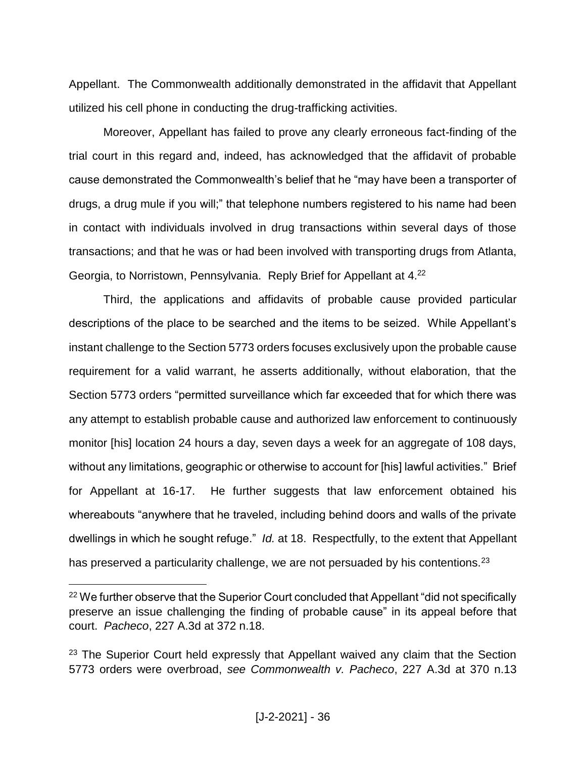Appellant. The Commonwealth additionally demonstrated in the affidavit that Appellant utilized his cell phone in conducting the drug-trafficking activities.

Moreover, Appellant has failed to prove any clearly erroneous fact-finding of the trial court in this regard and, indeed, has acknowledged that the affidavit of probable cause demonstrated the Commonwealth's belief that he "may have been a transporter of drugs, a drug mule if you will;" that telephone numbers registered to his name had been in contact with individuals involved in drug transactions within several days of those transactions; and that he was or had been involved with transporting drugs from Atlanta, Georgia, to Norristown, Pennsylvania. Reply Brief for Appellant at 4.[22]

Third, the applications and affidavits of probable cause provided particular descriptions of the place to be searched and the items to be seized. While Appellant's instant challenge to the Section 5773 orders focuses exclusively upon the probable cause requirement for a valid warrant, he asserts additionally, without elaboration, that the Section 5773 orders "permitted surveillance which far exceeded that for which there was any attempt to establish probable cause and authorized law enforcement to continuously monitor [his] location 24 hours a day, seven days a week for an aggregate of 108 days, without any limitations, geographic or otherwise to account for [his] lawful activities." Brief for Appellant at 16-17. He further suggests that law enforcement obtained his whereabouts "anywhere that he traveled, including behind doors and walls of the private dwellings in which he sought refuge." *Id.* at 18. Respectfully, to the extent that Appellant has preserved a particularity challenge, we are not persuaded by his contentions.[23]

---

[22] We further observe that the Superior Court concluded that Appellant "did not specifically preserve an issue challenging the finding of probable cause" in its appeal before that court. *Pacheco*, 227 A.3d at 372 n.18.

[23] The Superior Court held expressly that Appellant waived any claim that the Section 5773 orders were overbroad, *see Commonwealth v. Pacheco*, 227 A.3d at 370 n.13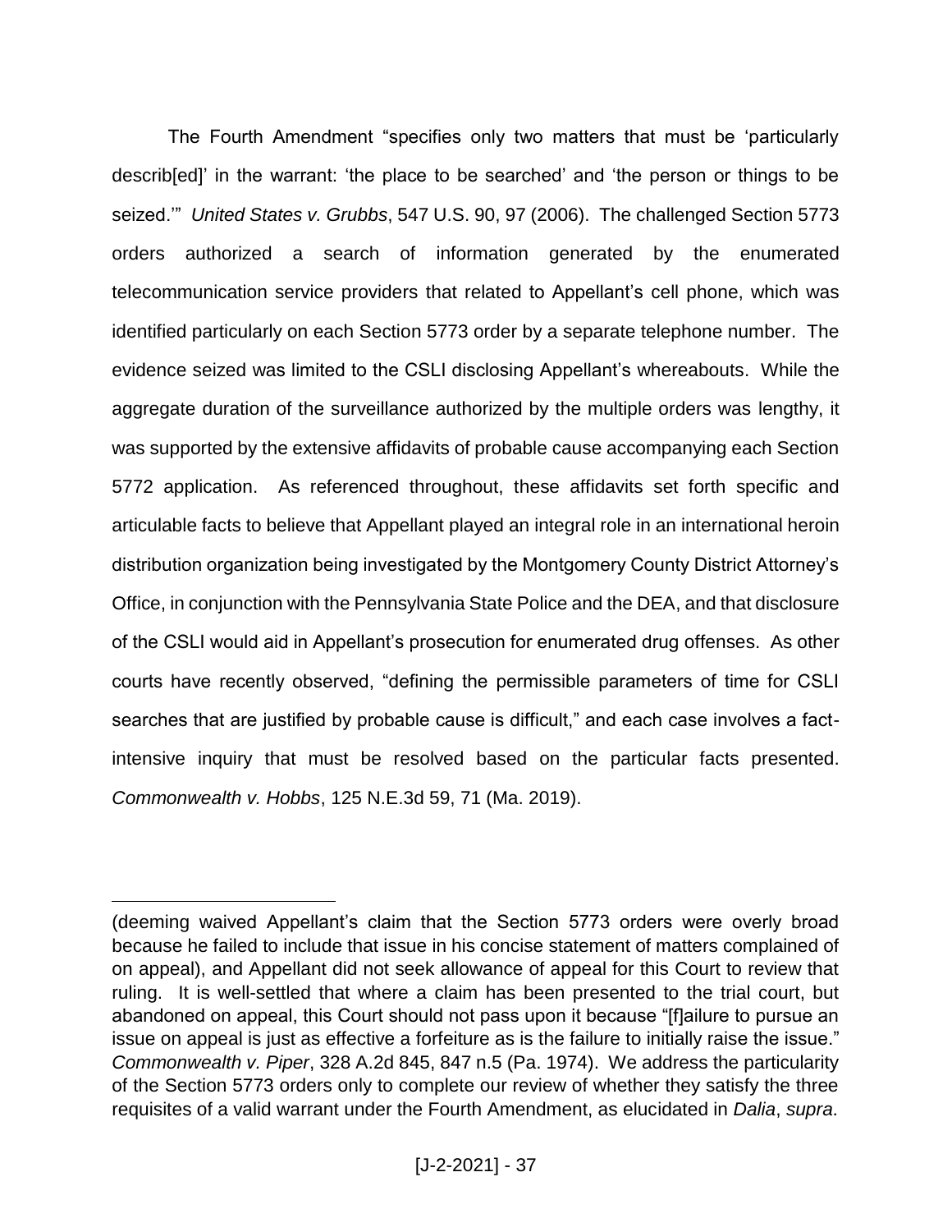The Fourth Amendment "specifies only two matters that must be 'particularly describ[ed]' in the warrant: 'the place to be searched' and 'the person or things to be seized.'" *United States v. Grubbs*, 547 U.S. 90, 97 (2006). The challenged Section 5773 orders authorized a search of information generated by the enumerated telecommunication service providers that related to Appellant's cell phone, which was identified particularly on each Section 5773 order by a separate telephone number. The evidence seized was limited to the CSLI disclosing Appellant's whereabouts. While the aggregate duration of the surveillance authorized by the multiple orders was lengthy, it was supported by the extensive affidavits of probable cause accompanying each Section 5772 application. As referenced throughout, these affidavits set forth specific and articulable facts to believe that Appellant played an integral role in an international heroin distribution organization being investigated by the Montgomery County District Attorney's Office, in conjunction with the Pennsylvania State Police and the DEA, and that disclosure of the CSLI would aid in Appellant's prosecution for enumerated drug offenses. As other courts have recently observed, "defining the permissible parameters of time for CSLI searches that are justified by probable cause is difficult," and each case involves a fact-intensive inquiry that must be resolved based on the particular facts presented. *Commonwealth v. Hobbs*, 125 N.E.3d 59, 71 (Ma. 2019).

---

(deeming waived Appellant's claim that the Section 5773 orders were overly broad because he failed to include that issue in his concise statement of matters complained of on appeal), and Appellant did not seek allowance of appeal for this Court to review that ruling. It is well-settled that where a claim has been presented to the trial court, but abandoned on appeal, this Court should not pass upon it because "[f]ailure to pursue an issue on appeal is just as effective a forfeiture as is the failure to initially raise the issue." *Commonwealth v. Piper*, 328 A.2d 845, 847 n.5 (Pa. 1974). We address the particularity of the Section 5773 orders only to complete our review of whether they satisfy the three requisites of a valid warrant under the Fourth Amendment, as elucidated in *Dalia*, *supra*.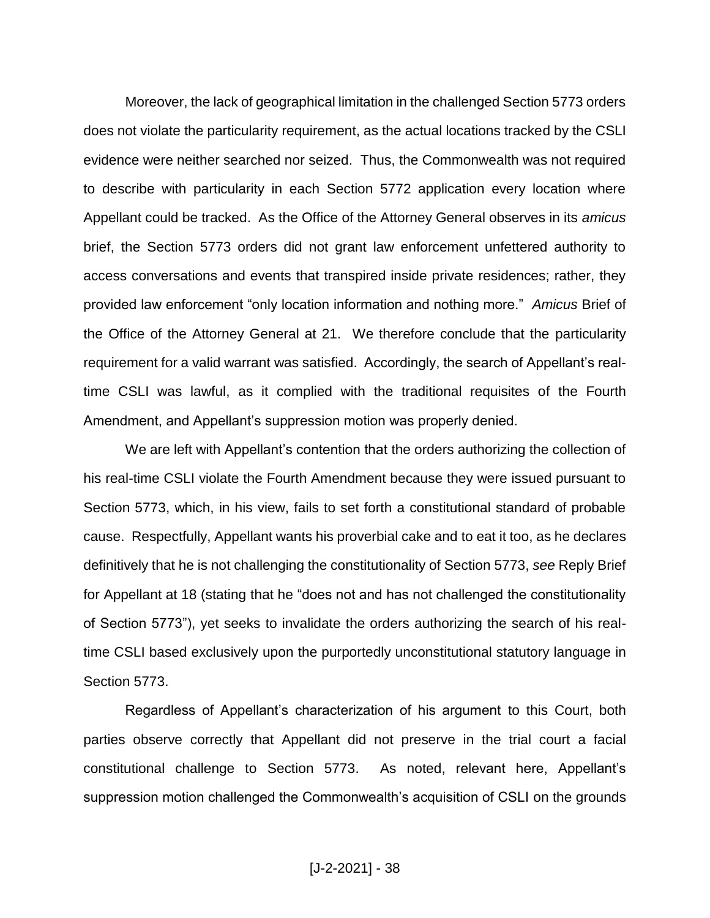Moreover, the lack of geographical limitation in the challenged Section 5773 orders does not violate the particularity requirement, as the actual locations tracked by the CSLI evidence were neither searched nor seized. Thus, the Commonwealth was not required to describe with particularity in each Section 5772 application every location where Appellant could be tracked. As the Office of the Attorney General observes in its *amicus* brief, the Section 5773 orders did not grant law enforcement unfettered authority to access conversations and events that transpired inside private residences; rather, they provided law enforcement "only location information and nothing more." *Amicus* Brief of the Office of the Attorney General at 21. We therefore conclude that the particularity requirement for a valid warrant was satisfied. Accordingly, the search of Appellant's real-time CSLI was lawful, as it complied with the traditional requisites of the Fourth Amendment, and Appellant's suppression motion was properly denied.

We are left with Appellant's contention that the orders authorizing the collection of his real-time CSLI violate the Fourth Amendment because they were issued pursuant to Section 5773, which, in his view, fails to set forth a constitutional standard of probable cause. Respectfully, Appellant wants his proverbial cake and to eat it too, as he declares definitively that he is not challenging the constitutionality of Section 5773, *see* Reply Brief for Appellant at 18 (stating that he "does not and has not challenged the constitutionality of Section 5773"), yet seeks to invalidate the orders authorizing the search of his real-time CSLI based exclusively upon the purportedly unconstitutional statutory language in Section 5773.

Regardless of Appellant's characterization of his argument to this Court, both parties observe correctly that Appellant did not preserve in the trial court a facial constitutional challenge to Section 5773. As noted, relevant here, Appellant's suppression motion challenged the Commonwealth's acquisition of CSLI on the grounds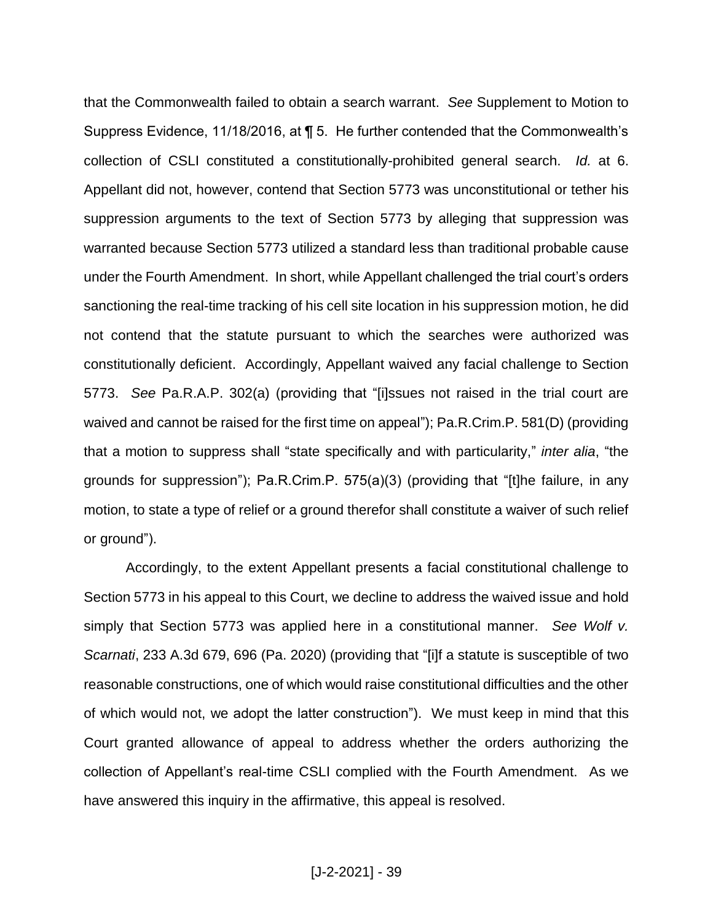that the Commonwealth failed to obtain a search warrant. *See* Supplement to Motion to Suppress Evidence, 11/18/2016, at ¶ 5. He further contended that the Commonwealth's collection of CSLI constituted a constitutionally-prohibited general search. *Id.* at 6. Appellant did not, however, contend that Section 5773 was unconstitutional or tether his suppression arguments to the text of Section 5773 by alleging that suppression was warranted because Section 5773 utilized a standard less than traditional probable cause under the Fourth Amendment. In short, while Appellant challenged the trial court's orders sanctioning the real-time tracking of his cell site location in his suppression motion, he did not contend that the statute pursuant to which the searches were authorized was constitutionally deficient. Accordingly, Appellant waived any facial challenge to Section 5773. *See* Pa.R.A.P. 302(a) (providing that "[i]ssues not raised in the trial court are waived and cannot be raised for the first time on appeal"); Pa.R.Crim.P. 581(D) (providing that a motion to suppress shall "state specifically and with particularity," *inter alia*, "the grounds for suppression"); Pa.R.Crim.P. 575(a)(3) (providing that "[t]he failure, in any motion, to state a type of relief or a ground therefor shall constitute a waiver of such relief or ground").

Accordingly, to the extent Appellant presents a facial constitutional challenge to Section 5773 in his appeal to this Court, we decline to address the waived issue and hold simply that Section 5773 was applied here in a constitutional manner. *See Wolf v. Scarnati*, 233 A.3d 679, 696 (Pa. 2020) (providing that "[i]f a statute is susceptible of two reasonable constructions, one of which would raise constitutional difficulties and the other of which would not, we adopt the latter construction"). We must keep in mind that this Court granted allowance of appeal to address whether the orders authorizing the collection of Appellant's real-time CSLI complied with the Fourth Amendment. As we have answered this inquiry in the affirmative, this appeal is resolved.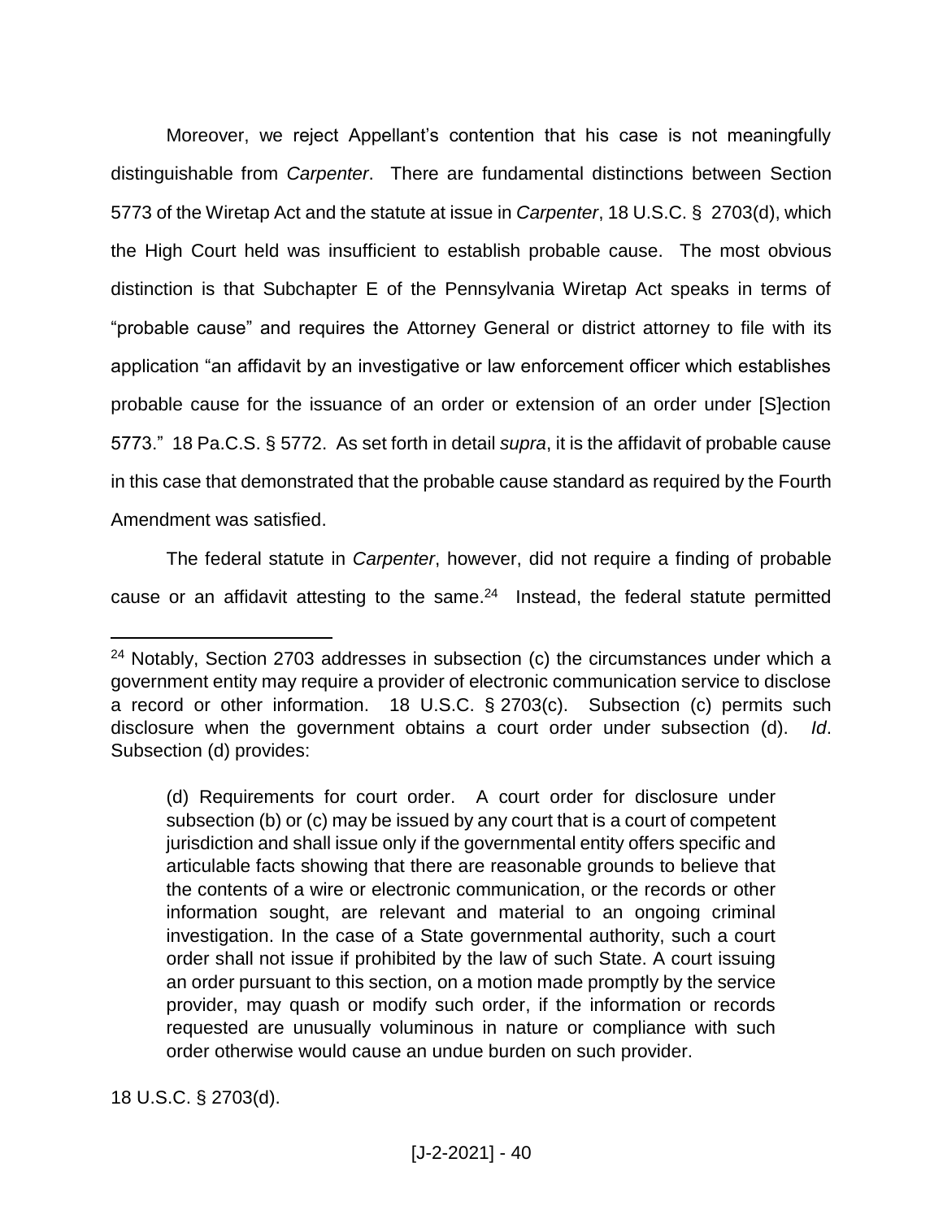Moreover, we reject Appellant's contention that his case is not meaningfully distinguishable from *Carpenter*. There are fundamental distinctions between Section 5773 of the Wiretap Act and the statute at issue in *Carpenter*, 18 U.S.C. § 2703(d), which the High Court held was insufficient to establish probable cause. The most obvious distinction is that Subchapter E of the Pennsylvania Wiretap Act speaks in terms of "probable cause" and requires the Attorney General or district attorney to file with its application "an affidavit by an investigative or law enforcement officer which establishes probable cause for the issuance of an order or extension of an order under [S]ection 5773." 18 Pa.C.S. § 5772. As set forth in detail *supra*, it is the affidavit of probable cause in this case that demonstrated that the probable cause standard as required by the Fourth Amendment was satisfied.

The federal statute in *Carpenter*, however, did not require a finding of probable cause or an affidavit attesting to the same.[24] Instead, the federal statute permitted

---

[24] Notably, Section 2703 addresses in subsection (c) the circumstances under which a government entity may require a provider of electronic communication service to disclose a record or other information. 18 U.S.C. § 2703(c). Subsection (c) permits such disclosure when the government obtains a court order under subsection (d). *Id*. Subsection (d) provides:

> (d) Requirements for court order. A court order for disclosure under subsection (b) or (c) may be issued by any court that is a court of competent jurisdiction and shall issue only if the governmental entity offers specific and articulable facts showing that there are reasonable grounds to believe that the contents of a wire or electronic communication, or the records or other information sought, are relevant and material to an ongoing criminal investigation. In the case of a State governmental authority, such a court order shall not issue if prohibited by the law of such State. A court issuing an order pursuant to this section, on a motion made promptly by the service provider, may quash or modify such order, if the information or records requested are unusually voluminous in nature or compliance with such order otherwise would cause an undue burden on such provider.

18 U.S.C. § 2703(d).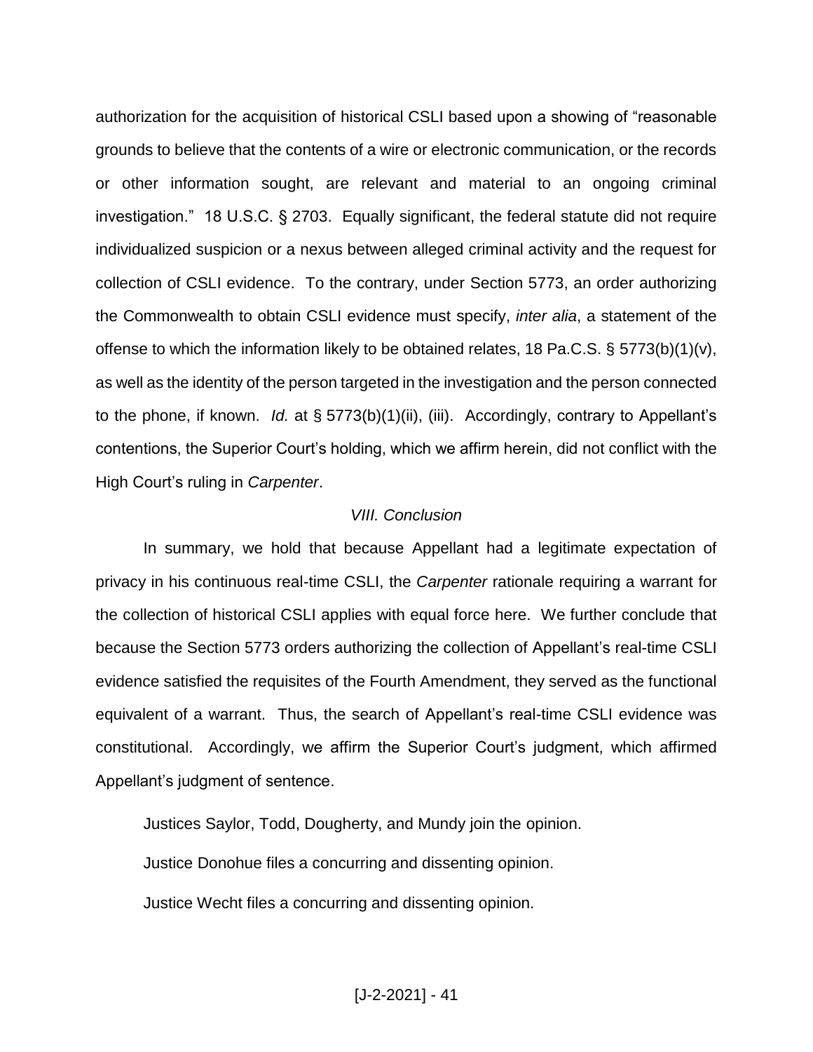authorization for the acquisition of historical CSLI based upon a showing of "reasonable grounds to believe that the contents of a wire or electronic communication, or the records or other information sought, are relevant and material to an ongoing criminal investigation." 18 U.S.C. § 2703. Equally significant, the federal statute did not require individualized suspicion or a nexus between alleged criminal activity and the request for collection of CSLI evidence. To the contrary, under Section 5773, an order authorizing the Commonwealth to obtain CSLI evidence must specify, *inter alia*, a statement of the offense to which the information likely to be obtained relates, 18 Pa.C.S. § 5773(b)(1)(v), as well as the identity of the person targeted in the investigation and the person connected to the phone, if known. *Id.* at § 5773(b)(1)(ii), (iii). Accordingly, contrary to Appellant's contentions, the Superior Court's holding, which we affirm herein, did not conflict with the High Court's ruling in *Carpenter*.

### *VIII. Conclusion*

In summary, we hold that because Appellant had a legitimate expectation of privacy in his continuous real-time CSLI, the *Carpenter* rationale requiring a warrant for the collection of historical CSLI applies with equal force here. We further conclude that because the Section 5773 orders authorizing the collection of Appellant's real-time CSLI evidence satisfied the requisites of the Fourth Amendment, they served as the functional equivalent of a warrant. Thus, the search of Appellant's real-time CSLI evidence was constitutional. Accordingly, we affirm the Superior Court's judgment, which affirmed Appellant's judgment of sentence.

Justices Saylor, Todd, Dougherty, and Mundy join the opinion.

Justice Donohue files a concurring and dissenting opinion.

Justice Wecht files a concurring and dissenting opinion.